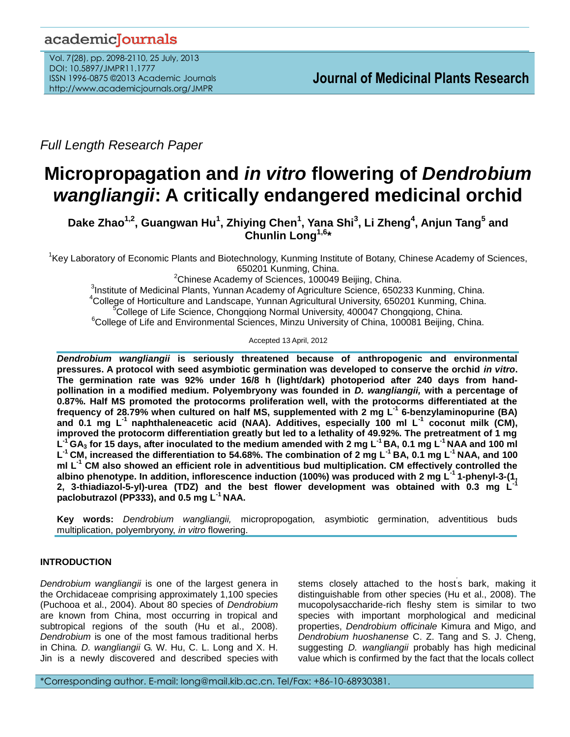*Full Length Research Paper*

# Micropropagation and *in vitro* flowering of *Dendrobium wangliangii*: A critically endangered medicinal orchid

**Dake Zhao[1,2], Guangwan Hu[1], Zhiying Chen[1], Yana Shi[3], Li Zheng[4], Anjun Tang[5] and Chunlin Long[1,6]\***

[1]Key Laboratory of Economic Plants and Biotechnology, Kunming Institute of Botany, Chinese Academy of Sciences, 650201 Kunming, China.
[2]Chinese Academy of Sciences, 100049 Beijing, China.
[3]Institute of Medicinal Plants, Yunnan Academy of Agriculture Science, 650233 Kunming, China.
[4]College of Horticulture and Landscape, Yunnan Agricultural University, 650201 Kunming, China.
[5]College of Life Science, Chongqiong Normal University, 400047 Chongqiong, China.
[6]College of Life and Environmental Sciences, Minzu University of China, 100081 Beijing, China.

Accepted 13 April, 2012

***Dendrobium wangliangii*** **is seriously threatened because of anthropogenic and environmental pressures. A protocol with seed asymbiotic germination was developed to conserve the orchid *in vitro*. The germination rate was 92% under 16/8 h (light/dark) photoperiod after 240 days from hand-pollination in a modified medium. Polyembryony was founded in *D. wangliangii,* with a percentage of 0.87%. Half MS promoted the protocorms proliferation well, with the protocorms differentiated at the frequency of 28.79% when cultured on half MS, supplemented with 2 mg $L^{-1}$ 6-benzylaminopurine (BA) and 0.1 mg $L^{-1}$ naphthaleneacetic acid (NAA). Additives, especially 100 ml $L^{-1}$ coconut milk (CM), improved the protocorm differentiation greatly but led to a lethality of 49.92%. The pretreatment of 1 mg $L^{-1}$ $GA_3$ for 15 days, after inoculated to the medium amended with 2 mg $L^{-1}$ BA, 0.1 mg $L^{-1}$ NAA and 100 ml $L^{-1}$ CM, increased the differentiation to 54.68%. The combination of 2 mg $L^{-1}$ BA, 0.1 mg $L^{-1}$ NAA, and 100 ml $L^{-1}$ CM also showed an efficient role in adventitious bud multiplication. CM effectively controlled the albino phenotype. In addition, inflorescence induction (100%) was produced with 2 mg $L^{-1}$ 1-phenyl-3-(1, 2, 3-thiadiazol-5-yl)-urea (TDZ) and the best flower development was obtained with 0.3 mg $L^{-1}$ paclobutrazol (PP333), and 0.5 mg $L^{-1}$ NAA.**

**Key words:** *Dendrobium wangliangii,* micropropogation*,* asymbiotic germination, adventitious buds multiplication, polyembryony, *in vitro* flowering.

## INTRODUCTION

*Dendrobium wangliangii* is one of the largest genera in the Orchidaceae comprising approximately 1,100 species (Puchooa et al., 2004). About 80 species of *Dendrobium* are known from China, most occurring in tropical and subtropical regions of the south (Hu et al., 2008). *Dendrobium* is one of the most famous traditional herbs in China*. D. wangliangii* G*.* W. Hu, C. L. Long and X. H. Jin is a newly discovered and described species with stems closely attached to the host's bark, making it distinguishable from other species (Hu et al., 2008). The mucopolysaccharide-rich fleshy stem is similar to two species with important morphological and medicinal properties, *Dendrobium officinale* Kimura and Migo, and *Dendrobium huoshanense* C. Z. Tang and S. J. Cheng, suggesting *D. wangliangii* probably has high medicinal value which is confirmed by the fact that the locals collect

\*Corresponding author. E-mail: long@mail.kib.ac.cn. Tel/Fax: +86-10-68930381.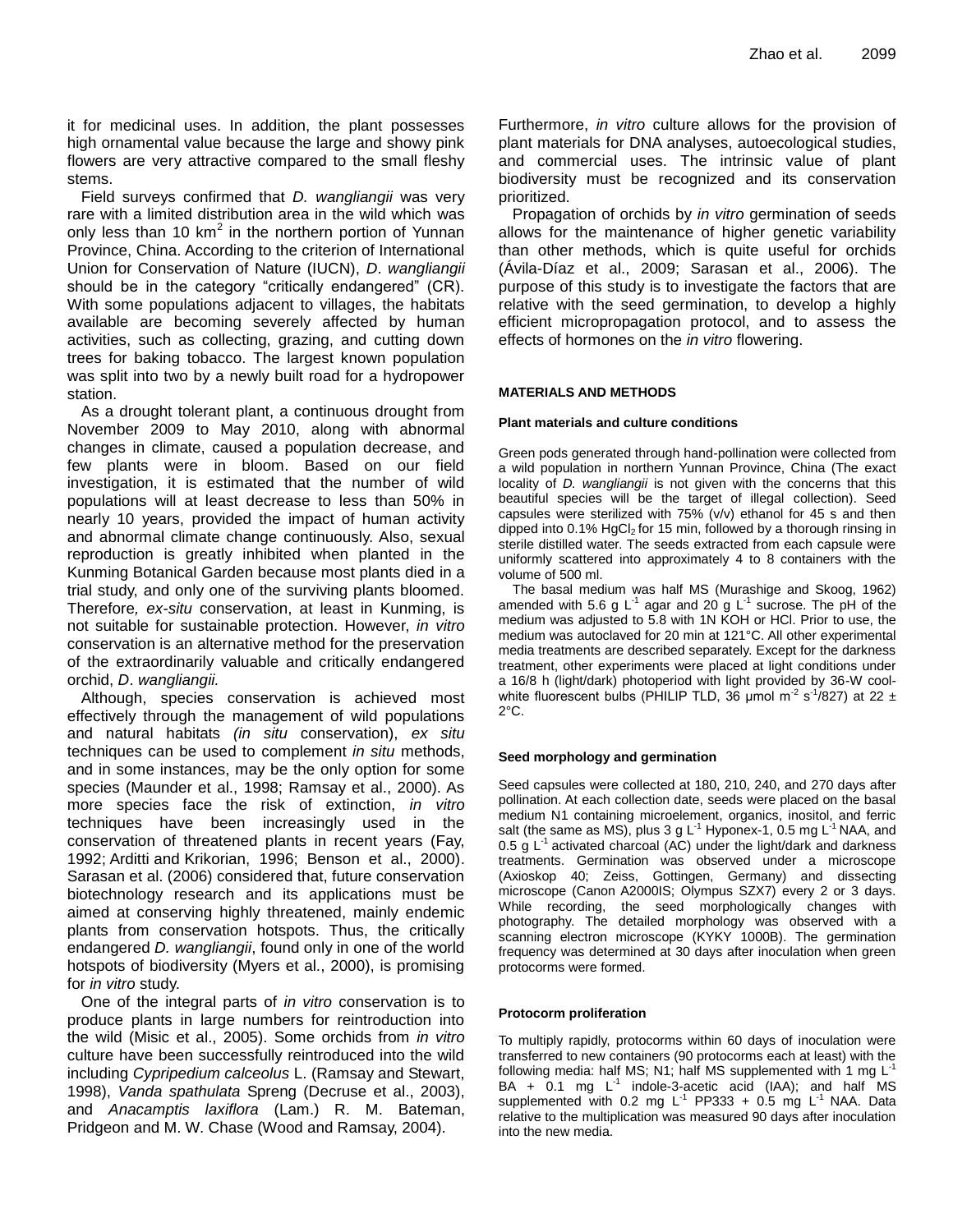it for medicinal uses. In addition, the plant possesses high ornamental value because the large and showy pink flowers are very attractive compared to the small fleshy stems.

Field surveys confirmed that *D. wangliangii* was very rare with a limited distribution area in the wild which was only less than 10 $km^2$ in the northern portion of Yunnan Province, China. According to the criterion of International Union for Conservation of Nature (IUCN), *D. wangliangii* should be in the category "critically endangered" (CR). With some populations adjacent to villages, the habitats available are becoming severely affected by human activities, such as collecting, grazing, and cutting down trees for baking tobacco. The largest known population was split into two by a newly built road for a hydropower station.

As a drought tolerant plant, a continuous drought from November 2009 to May 2010, along with abnormal changes in climate, caused a population decrease, and few plants were in bloom. Based on our field investigation, it is estimated that the number of wild populations will at least decrease to less than 50% in nearly 10 years, provided the impact of human activity and abnormal climate change continuously. Also, sexual reproduction is greatly inhibited when planted in the Kunming Botanical Garden because most plants died in a trial study, and only one of the surviving plants bloomed. Therefore, *ex-situ* conservation, at least in Kunming, is not suitable for sustainable protection. However, *in vitro* conservation is an alternative method for the preservation of the extraordinarily valuable and critically endangered orchid, *D. wangliangii.*

Although, species conservation is achieved most effectively through the management of wild populations and natural habitats *(in situ* conservation), *ex situ* techniques can be used to complement *in situ* methods, and in some instances, may be the only option for some species (Maunder et al., 1998; Ramsay et al., 2000). As more species face the risk of extinction, *in vitro* techniques have been increasingly used in the conservation of threatened plants in recent years (Fay, 1992; Arditti and Krikorian, 1996; Benson et al., 2000). Sarasan et al. (2006) considered that, future conservation biotechnology research and its applications must be aimed at conserving highly threatened, mainly endemic plants from conservation hotspots. Thus, the critically endangered *D. wangliangii*, found only in one of the world hotspots of biodiversity (Myers et al., 2000), is promising for *in vitro* study.

One of the integral parts of *in vitro* conservation is to produce plants in large numbers for reintroduction into the wild (Misic et al., 2005). Some orchids from *in vitro* culture have been successfully reintroduced into the wild including *Cypripedium calceolus* L. (Ramsay and Stewart, 1998), *Vanda spathulata* Spreng (Decruse et al., 2003), and *Anacamptis laxiflora* (Lam.) R. M. Bateman, Pridgeon and M. W. Chase (Wood and Ramsay, 2004).

Furthermore, *in vitro* culture allows for the provision of plant materials for DNA analyses, autoecological studies, and commercial uses. The intrinsic value of plant biodiversity must be recognized and its conservation prioritized.

Propagation of orchids by *in vitro* germination of seeds allows for the maintenance of higher genetic variability than other methods, which is quite useful for orchids (Ávila-Díaz et al., 2009; Sarasan et al., 2006). The purpose of this study is to investigate the factors that are relative with the seed germination, to develop a highly efficient micropropagation protocol, and to assess the effects of hormones on the *in vitro* flowering.

## MATERIALS AND METHODS

### Plant materials and culture conditions

Green pods generated through hand-pollination were collected from a wild population in northern Yunnan Province, China (The exact locality of *D. wangliangii* is not given with the concerns that this beautiful species will be the target of illegal collection). Seed capsules were sterilized with 75% (v/v) ethanol for 45 s and then dipped into 0.1% $HgCl_2$ for 15 min, followed by a thorough rinsing in sterile distilled water. The seeds extracted from each capsule were uniformly scattered into approximately 4 to 8 containers with the volume of 500 ml.

The basal medium was half MS (Murashige and Skoog, 1962) amended with 5.6 g $L^{-1}$ agar and 20 g $L^{-1}$ sucrose. The pH of the medium was adjusted to 5.8 with 1N KOH or HCl. Prior to use, the medium was autoclaved for 20 min at 121°C. All other experimental media treatments are described separately. Except for the darkness treatment, other experiments were placed at light conditions under a 16/8 h (light/dark) photoperiod with light provided by 36-W cool-white fluorescent bulbs (PHILIP TLD, 36 μmol $m^{-2}$ $s^{-1}$/827) at 22 ± 2°C.

### Seed morphology and germination

Seed capsules were collected at 180, 210, 240, and 270 days after pollination. At each collection date, seeds were placed on the basal medium N1 containing microelement, organics, inositol, and ferric salt (the same as MS), plus 3 g $L^{-1}$ Hyponex-1, 0.5 mg $L^{-1}$ NAA, and 0.5 g $L^{-1}$ activated charcoal (AC) under the light/dark and darkness treatments. Germination was observed under a microscope (Axioskop 40; Zeiss, Gottingen, Germany) and dissecting microscope (Canon A2000IS; Olympus SZX7) every 2 or 3 days. While recording, the seed morphologically changes with photography. The detailed morphology was observed with a scanning electron microscope (KYKY 1000B). The germination frequency was determined at 30 days after inoculation when green protocorms were formed.

### Protocorm proliferation

To multiply rapidly, protocorms within 60 days of inoculation were transferred to new containers (90 protocorms each at least) with the following media: half MS; N1; half MS supplemented with 1 mg $L^{-1}$ BA + 0.1 mg $L^{-1}$ indole-3-acetic acid (IAA); and half MS supplemented with 0.2 mg $L^{-1}$ PP333 + 0.5 mg $L^{-1}$ NAA. Data relative to the multiplication was measured 90 days after inoculation into the new media.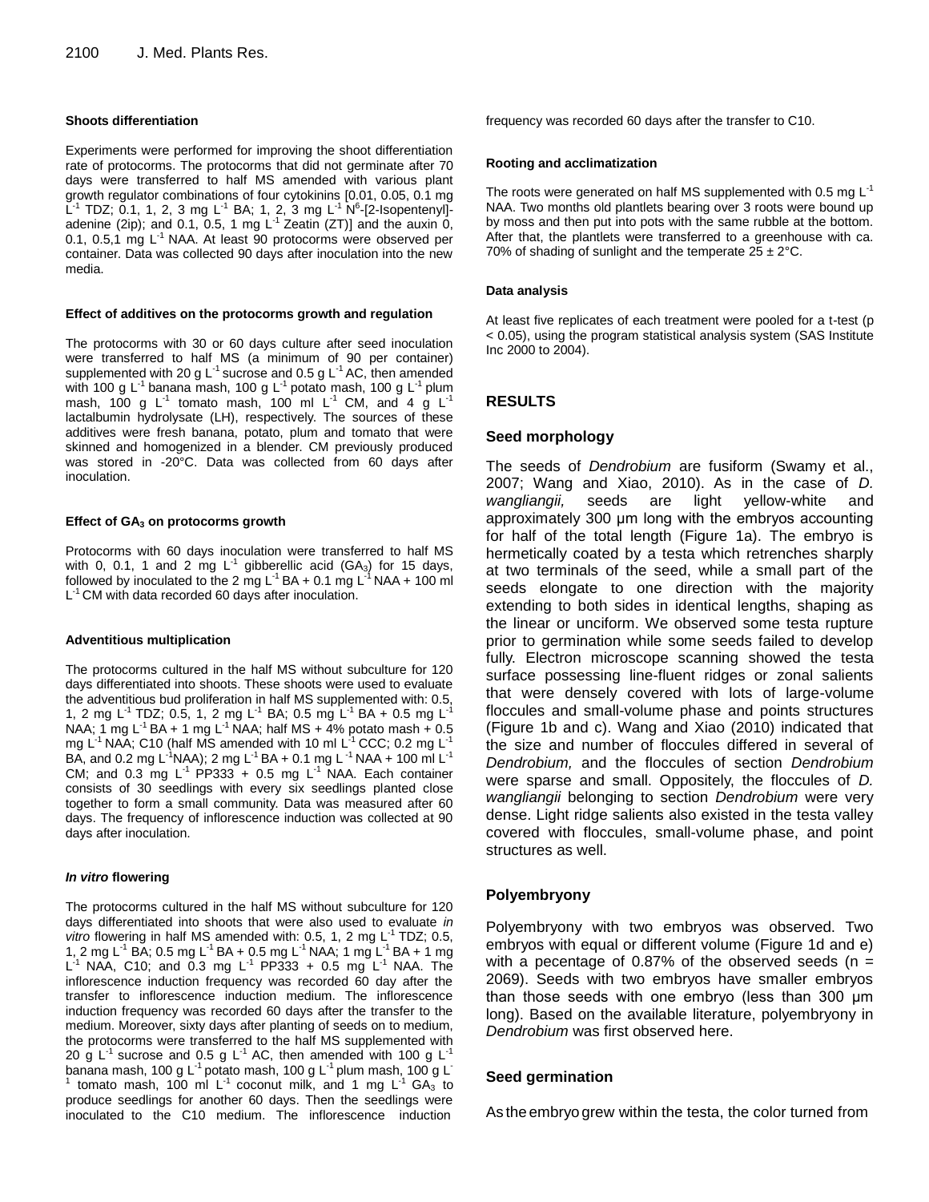#### Shoots differentiation

Experiments were performed for improving the shoot differentiation rate of protocorms. The protocorms that did not germinate after 70 days were transferred to half MS amended with various plant growth regulator combinations of four cytokinins [0.01, 0.05, 0.1 mg $L^{-1}$ TDZ; 0.1, 1, 2, 3 mg $L^{-1}$ BA; 1, 2, 3 mg $L^{-1}$ $N^6$-[2-Isopentenyl]-adenine (2ip); and 0.1, 0.5, 1 mg $L^{-1}$ Zeatin (ZT)] and the auxin 0, 0.1, 0.5,1 mg $L^{-1}$ NAA. At least 90 protocorms were observed per container. Data was collected 90 days after inoculation into the new media.

#### Effect of additives on the protocorms growth and regulation

The protocorms with 30 or 60 days culture after seed inoculation were transferred to half MS (a minimum of 90 per container) supplemented with 20 g $L^{-1}$ sucrose and 0.5 g $L^{-1}$ AC, then amended with 100 g $L^{-1}$ banana mash, 100 g $L^{-1}$ potato mash, 100 g $L^{-1}$ plum mash, 100 g $L^{-1}$ tomato mash, 100 ml $L^{-1}$ CM, and 4 g $L^{-1}$ lactalbumin hydrolysate (LH), respectively. The sources of these additives were fresh banana, potato, plum and tomato that were skinned and homogenized in a blender. CM previously produced was stored in -20°C. Data was collected from 60 days after inoculation.

#### Effect of $GA_3$ on protocorms growth

Protocorms with 60 days inoculation were transferred to half MS with 0, 0.1, 1 and 2 mg $L^{-1}$ gibberellic acid ($GA_3$) for 15 days, followed by inoculated to the 2 mg $L^{-1}$ BA + 0.1 mg $L^{-1}$ NAA + 100 ml $L^{-1}$ CM with data recorded 60 days after inoculation.

#### Adventitious multiplication

The protocorms cultured in the half MS without subculture for 120 days differentiated into shoots. These shoots were used to evaluate the adventitious bud proliferation in half MS supplemented with: 0.5, 1, 2 mg $L^{-1}$ TDZ; 0.5, 1, 2 mg $L^{-1}$ BA; 0.5 mg $L^{-1}$ BA + 0.5 mg $L^{-1}$ NAA; 1 mg $L^{-1}$ BA + 1 mg $L^{-1}$ NAA; half MS + 4% potato mash + 0.5 mg $L^{-1}$ NAA; C10 (half MS amended with 10 ml $L^{-1}$ CCC; 0.2 mg $L^{-1}$ BA, and 0.2 mg $L^{-1}$NAA); 2 mg $L^{-1}$ BA + 0.1 mg $L^{-1}$ NAA + 100 ml $L^{-1}$ CM; and 0.3 mg $L^{-1}$ PP333 + 0.5 mg $L^{-1}$ NAA. Each container consists of 30 seedlings with every six seedlings planted close together to form a small community. Data was measured after 60 days. The frequency of inflorescence induction was collected at 90 days after inoculation.

#### *In vitro* flowering

The protocorms cultured in the half MS without subculture for 120 days differentiated into shoots that were also used to evaluate *in vitro* flowering in half MS amended with: 0.5, 1, 2 mg $L^{-1}$ TDZ; 0.5, 1, 2 mg $L^{-1}$ BA; 0.5 mg $L^{-1}$ BA + 0.5 mg $L^{-1}$ NAA; 1 mg $L^{-1}$ BA + 1 mg $L^{-1}$ NAA, C10; and 0.3 mg $L^{-1}$ PP333 + 0.5 mg $L^{-1}$ NAA. The inflorescence induction frequency was recorded 60 day after the transfer to inflorescence induction medium. The inflorescence induction frequency was recorded 60 days after the transfer to the medium. Moreover, sixty days after planting of seeds on to medium, the protocorms were transferred to the half MS supplemented with 20 g $L^{-1}$ sucrose and 0.5 g $L^{-1}$ AC, then amended with 100 g $L^{-1}$ banana mash, 100 g $L^{-1}$ potato mash, 100 g $L^{-1}$ plum mash, 100 g $L^{-1}$ tomato mash, 100 ml $L^{-1}$ coconut milk, and 1 mg $L^{-1}$ $GA_3$ to produce seedlings for another 60 days. Then the seedlings were inoculated to the C10 medium. The inflorescence induction frequency was recorded 60 days after the transfer to C10.

#### Rooting and acclimatization

The roots were generated on half MS supplemented with 0.5 mg $L^{-1}$ NAA. Two months old plantlets bearing over 3 roots were bound up by moss and then put into pots with the same rubble at the bottom. After that, the plantlets were transferred to a greenhouse with ca. 70% of shading of sunlight and the temperate 25 ± 2°C.

#### Data analysis

At least five replicates of each treatment were pooled for a t-test ($p < 0.05$), using the program statistical analysis system (SAS Institute Inc 2000 to 2004).

## RESULTS

### Seed morphology

The seeds of *Dendrobium* are fusiform (Swamy et al., 2007; Wang and Xiao, 2010). As in the case of *D. wangliangii,* seeds are light yellow-white and approximately 300 μm long with the embryos accounting for half of the total length (Figure 1a). The embryo is hermetically coated by a testa which retrenches sharply at two terminals of the seed, while a small part of the seeds elongate to one direction with the majority extending to both sides in identical lengths, shaping as the linear or unciform. We observed some testa rupture prior to germination while some seeds failed to develop fully. Electron microscope scanning showed the testa surface possessing line-fluent ridges or zonal salients that were densely covered with lots of large-volume floccules and small-volume phase and points structures (Figure 1b and c). Wang and Xiao (2010) indicated that the size and number of floccules differed in several of *Dendrobium,* and the floccules of section *Dendrobium* were sparse and small. Oppositely, the floccules of *D. wangliangii* belonging to section *Dendrobium* were very dense. Light ridge salients also existed in the testa valley covered with floccules, small-volume phase, and point structures as well.

### Polyembryony

Polyembryony with two embryos was observed. Two embryos with equal or different volume (Figure 1d and e) with a pecentage of 0.87% of the observed seeds (n = 2069). Seeds with two embryos have smaller embryos than those seeds with one embryo (less than 300 μm long). Based on the available literature, polyembryony in *Dendrobium* was first observed here.

### Seed germination

As the embryo grew within the testa, the color turned from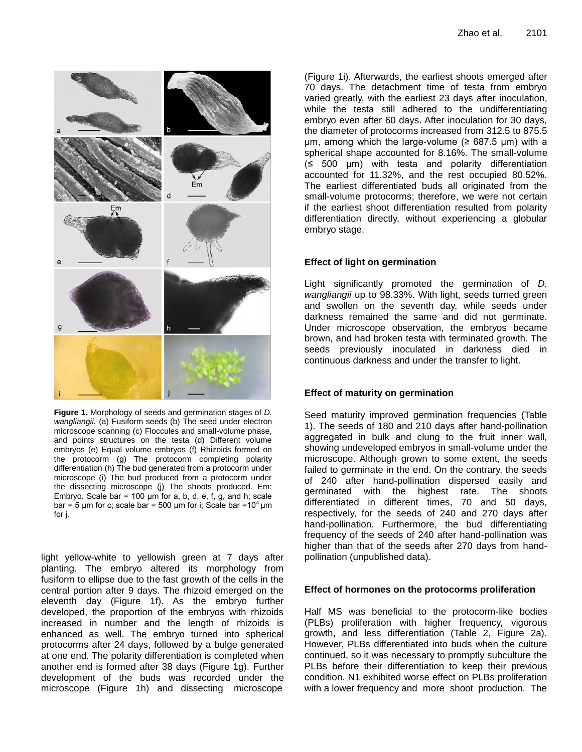**Figure 1.** Morphology of seeds and germination stages of *D. wangliangii.* (a) Fusiform seeds (b) The seed under electron microscope scanning (c) Floccules and small-volume phase, and points structures on the testa (d) Different volume embryos (e) Equal volume embryos (f) Rhizoids formed on the protocorm (g) The protocorm completing polarity differentiation (h) The bud generated from a protocorm under microscope (i) The bud produced from a protocorm under the dissecting microscope (j) The shoots produced. Em: Embryo. Scale bar = 100 μm for a, b, d, e, f, g, and h; scale bar = 5 μm for c; scale bar = 500 μm for i; Scale bar =$10^4$ μm for j.

light yellow-white to yellowish green at 7 days after planting. The embryo altered its morphology from fusiform to ellipse due to the fast growth of the cells in the central portion after 9 days. The rhizoid emerged on the eleventh day (Figure 1f). As the embryo further developed, the proportion of the embryos with rhizoids increased in number and the length of rhizoids is enhanced as well. The embryo turned into spherical protocorms after 24 days, followed by a bulge generated at one end. The polarity differentiation is completed when another end is formed after 38 days (Figure 1g). Further development of the buds was recorded under the microscope (Figure 1h) and dissecting microscope (Figure 1i). Afterwards, the earliest shoots emerged after 70 days. The detachment time of testa from embryo varied greatly, with the earliest 23 days after inoculation, while the testa still adhered to the undifferentiating embryo even after 60 days. After inoculation for 30 days, the diameter of protocorms increased from 312.5 to 875.5 μm, among which the large-volume (≥ 687.5 μm) with a spherical shape accounted for 8.16%. The small-volume (≤ 500 μm) with testa and polarity differentiation accounted for 11.32%, and the rest occupied 80.52%. The earliest differentiated buds all originated from the small-volume protocorms; therefore, we were not certain if the earliest shoot differentiation resulted from polarity differentiation directly, without experiencing a globular embryo stage.

### Effect of light on germination

Light significantly promoted the germination of *D. wangliangii* up to 98.33%. With light, seeds turned green and swollen on the seventh day, while seeds under darkness remained the same and did not germinate. Under microscope observation, the embryos became brown, and had broken testa with terminated growth. The seeds previously inoculated in darkness died in continuous darkness and under the transfer to light.

### Effect of maturity on germination

Seed maturity improved germination frequencies (Table 1). The seeds of 180 and 210 days after hand-pollination aggregated in bulk and clung to the fruit inner wall, showing undeveloped embryos in small-volume under the microscope. Although grown to some extent, the seeds failed to germinate in the end. On the contrary, the seeds of 240 after hand-pollination dispersed easily and germinated with the highest rate. The shoots differentiated in different times, 70 and 50 days, respectively, for the seeds of 240 and 270 days after hand-pollination. Furthermore, the bud differentiating frequency of the seeds of 240 after hand-pollination was higher than that of the seeds after 270 days from hand-pollination (unpublished data).

### Effect of hormones on the protocorms proliferation

Half MS was beneficial to the protocorm-like bodies (PLBs) proliferation with higher frequency, vigorous growth, and less differentiation (Table 2, Figure 2a). However, PLBs differentiated into buds when the culture continued, so it was necessary to promptly subculture the PLBs before their differentiation to keep their previous condition. N1 exhibited worse effect on PLBs proliferation with a lower frequency and more shoot production. The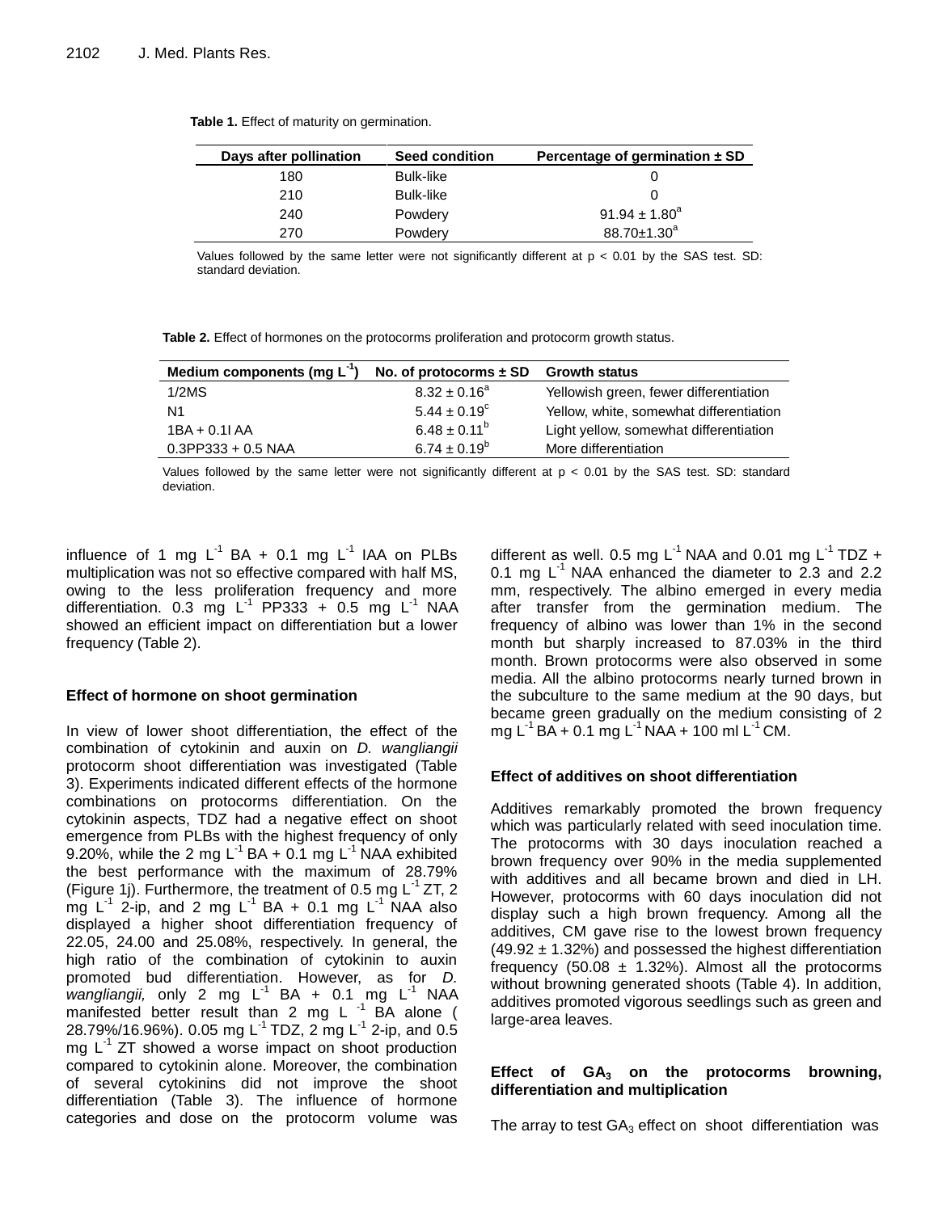**Table 1.** Effect of maturity on germination.

| Days after pollination | Seed condition | Percentage of germination ± SD |
|---|---|---|
| 180 | Bulk-like | 0 |
| 210 | Bulk-like | 0 |
| 240 | Powdery | $91.94 \pm 1.80^a$ |
| 270 | Powdery | $88.70 \pm 1.30^a$ |

Values followed by the same letter were not significantly different at $p < 0.01$ by the SAS test. SD: standard deviation.

**Table 2.** Effect of hormones on the protocorms proliferation and protocorm growth status.

| Medium components (mg $L^{-1}$) | No. of protocorms ± SD | Growth status |
|---|---|---|
| 1/2MS | $8.32 \pm 0.16^a$ | Yellowish green, fewer differentiation |
| N1 | $5.44 \pm 0.19^c$ | Yellow, white, somewhat differentiation |
| 1BA + 0.1I AA | $6.48 \pm 0.11^b$ | Light yellow, somewhat differentiation |
| 0.3PP333 + 0.5 NAA | $6.74 \pm 0.19^b$ | More differentiation |

Values followed by the same letter were not significantly different at $p < 0.01$ by the SAS test. SD: standard deviation.

influence of 1 mg $L^{-1}$ BA + 0.1 mg $L^{-1}$ IAA on PLBs multiplication was not so effective compared with half MS, owing to the less proliferation frequency and more differentiation. 0.3 mg $L^{-1}$ PP333 + 0.5 mg $L^{-1}$ NAA showed an efficient impact on differentiation but a lower frequency (Table 2).

### Effect of hormone on shoot germination

In view of lower shoot differentiation, the effect of the combination of cytokinin and auxin on *D. wangliangii* protocorm shoot differentiation was investigated (Table 3). Experiments indicated different effects of the hormone combinations on protocorms differentiation. On the cytokinin aspects, TDZ had a negative effect on shoot emergence from PLBs with the highest frequency of only 9.20%, while the 2 mg $L^{-1}$ BA + 0.1 mg $L^{-1}$ NAA exhibited the best performance with the maximum of 28.79% (Figure 1j). Furthermore, the treatment of 0.5 mg $L^{-1}$ ZT, 2 mg $L^{-1}$ 2-ip, and 2 mg $L^{-1}$ BA + 0.1 mg $L^{-1}$ NAA also displayed a higher shoot differentiation frequency of 22.05, 24.00 and 25.08%, respectively. In general, the high ratio of the combination of cytokinin to auxin promoted bud differentiation. However, as for *D. wangliangii,* only 2 mg $L^{-1}$ BA + 0.1 mg $L^{-1}$ NAA manifested better result than 2 mg $L^{-1}$ BA alone ( 28.79%/16.96%). 0.05 mg $L^{-1}$ TDZ, 2 mg $L^{-1}$ 2-ip, and 0.5 mg $L^{-1}$ ZT showed a worse impact on shoot production compared to cytokinin alone. Moreover, the combination of several cytokinins did not improve the shoot differentiation (Table 3). The influence of hormone categories and dose on the protocorm volume was different as well. 0.5 mg $L^{-1}$ NAA and 0.01 mg $L^{-1}$ TDZ + 0.1 mg $L^{-1}$ NAA enhanced the diameter to 2.3 and 2.2 mm, respectively. The albino emerged in every media after transfer from the germination medium. The frequency of albino was lower than 1% in the second month but sharply increased to 87.03% in the third month. Brown protocorms were also observed in some media. All the albino protocorms nearly turned brown in the subculture to the same medium at the 90 days, but became green gradually on the medium consisting of 2 mg $L^{-1}$ BA + 0.1 mg $L^{-1}$ NAA + 100 ml $L^{-1}$ CM.

### Effect of additives on shoot differentiation

Additives remarkably promoted the brown frequency which was particularly related with seed inoculation time. The protocorms with 30 days inoculation reached a brown frequency over 90% in the media supplemented with additives and all became brown and died in LH. However, protocorms with 60 days inoculation did not display such a high brown frequency. Among all the additives, CM gave rise to the lowest brown frequency (49.92 ± 1.32%) and possessed the highest differentiation frequency (50.08 ± 1.32%). Almost all the protocorms without browning generated shoots (Table 4). In addition, additives promoted vigorous seedlings such as green and large-area leaves.

### Effect of $GA_3$ on the protocorms browning, differentiation and multiplication

The array to test $GA_3$ effect on shoot differentiation was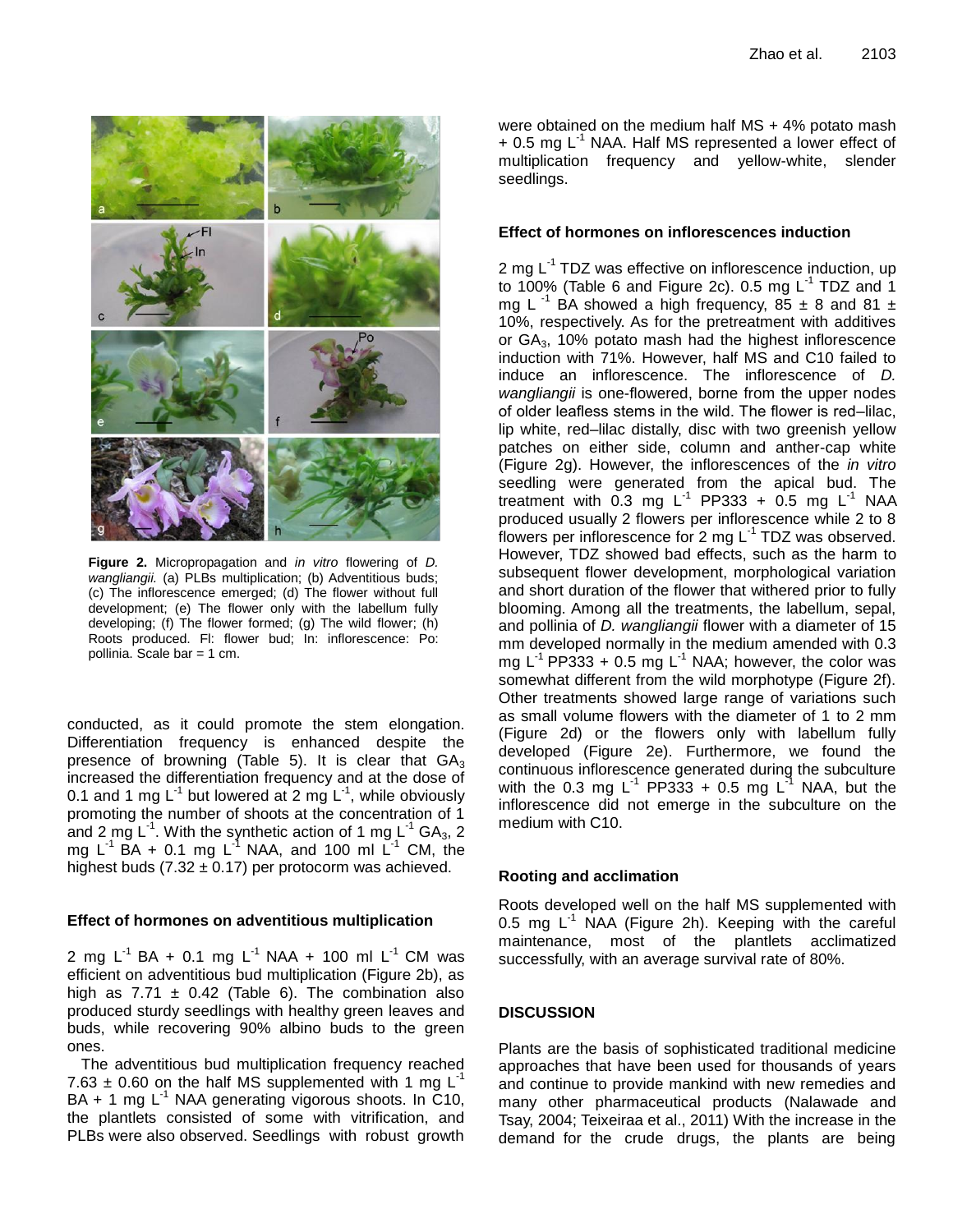**Figure 2.** Micropropagation and *in vitro* flowering of *D. wangliangii.* (a) PLBs multiplication; (b) Adventitious buds; (c) The inflorescence emerged; (d) The flower without full development; (e) The flower only with the labellum fully developing; (f) The flower formed; (g) The wild flower; (h) Roots produced. Fl: flower bud; In: inflorescence: Po: pollinia. Scale bar = 1 cm.

conducted, as it could promote the stem elongation. Differentiation frequency is enhanced despite the presence of browning (Table 5). It is clear that $GA_3$ increased the differentiation frequency and at the dose of 0.1 and 1 mg $L^{-1}$ but lowered at 2 mg $L^{-1}$, while obviously promoting the number of shoots at the concentration of 1 and 2 mg $L^{-1}$. With the synthetic action of 1 mg $L^{-1}$ $GA_3$, 2 mg $L^{-1}$ BA + 0.1 mg $L^{-1}$ NAA, and 100 ml $L^{-1}$ CM, the highest buds (7.32 ± 0.17) per protocorm was achieved.

### Effect of hormones on adventitious multiplication

2 mg $L^{-1}$ BA + 0.1 mg $L^{-1}$ NAA + 100 ml $L^{-1}$ CM was efficient on adventitious bud multiplication (Figure 2b), as high as 7.71 ± 0.42 (Table 6). The combination also produced sturdy seedlings with healthy green leaves and buds, while recovering 90% albino buds to the green ones.

The adventitious bud multiplication frequency reached 7.63 ± 0.60 on the half MS supplemented with 1 mg $L^{-1}$ BA + 1 mg $L^{-1}$ NAA generating vigorous shoots. In C10, the plantlets consisted of some with vitrification, and PLBs were also observed. Seedlings with robust growth were obtained on the medium half MS + 4% potato mash + 0.5 mg $L^{-1}$ NAA. Half MS represented a lower effect of multiplication frequency and yellow-white, slender seedlings.

### Effect of hormones on inflorescences induction

2 mg $L^{-1}$ TDZ was effective on inflorescence induction, up to 100% (Table 6 and Figure 2c). 0.5 mg $L^{-1}$ TDZ and 1 mg $L^{-1}$ BA showed a high frequency, 85 ± 8 and 81 ± 10%, respectively. As for the pretreatment with additives or $GA_3$, 10% potato mash had the highest inflorescence induction with 71%. However, half MS and C10 failed to induce an inflorescence. The inflorescence of *D. wangliangii* is one-flowered, borne from the upper nodes of older leafless stems in the wild. The flower is red–lilac, lip white, red–lilac distally, disc with two greenish yellow patches on either side, column and anther-cap white (Figure 2g). However, the inflorescences of the *in vitro* seedling were generated from the apical bud. The treatment with 0.3 mg $L^{-1}$ PP333 + 0.5 mg $L^{-1}$ NAA produced usually 2 flowers per inflorescence while 2 to 8 flowers per inflorescence for 2 mg $L^{-1}$ TDZ was observed. However, TDZ showed bad effects, such as the harm to subsequent flower development, morphological variation and short duration of the flower that withered prior to fully blooming. Among all the treatments, the labellum, sepal, and pollinia of *D. wangliangii* flower with a diameter of 15 mm developed normally in the medium amended with 0.3 mg $L^{-1}$ PP333 + 0.5 mg $L^{-1}$ NAA; however, the color was somewhat different from the wild morphotype (Figure 2f). Other treatments showed large range of variations such as small volume flowers with the diameter of 1 to 2 mm (Figure 2d) or the flowers only with labellum fully developed (Figure 2e). Furthermore, we found the continuous inflorescence generated during the subculture with the 0.3 mg $L^{-1}$ PP333 + 0.5 mg $L^{-1}$ NAA, but the inflorescence did not emerge in the subculture on the medium with C10.

### Rooting and acclimation

Roots developed well on the half MS supplemented with 0.5 mg $L^{-1}$ NAA (Figure 2h). Keeping with the careful maintenance, most of the plantlets acclimatized successfully, with an average survival rate of 80%.

## DISCUSSION

Plants are the basis of sophisticated traditional medicine approaches that have been used for thousands of years and continue to provide mankind with new remedies and many other pharmaceutical products (Nalawade and Tsay, 2004; Teixeiraa et al., 2011) With the increase in the demand for the crude drugs, the plants are being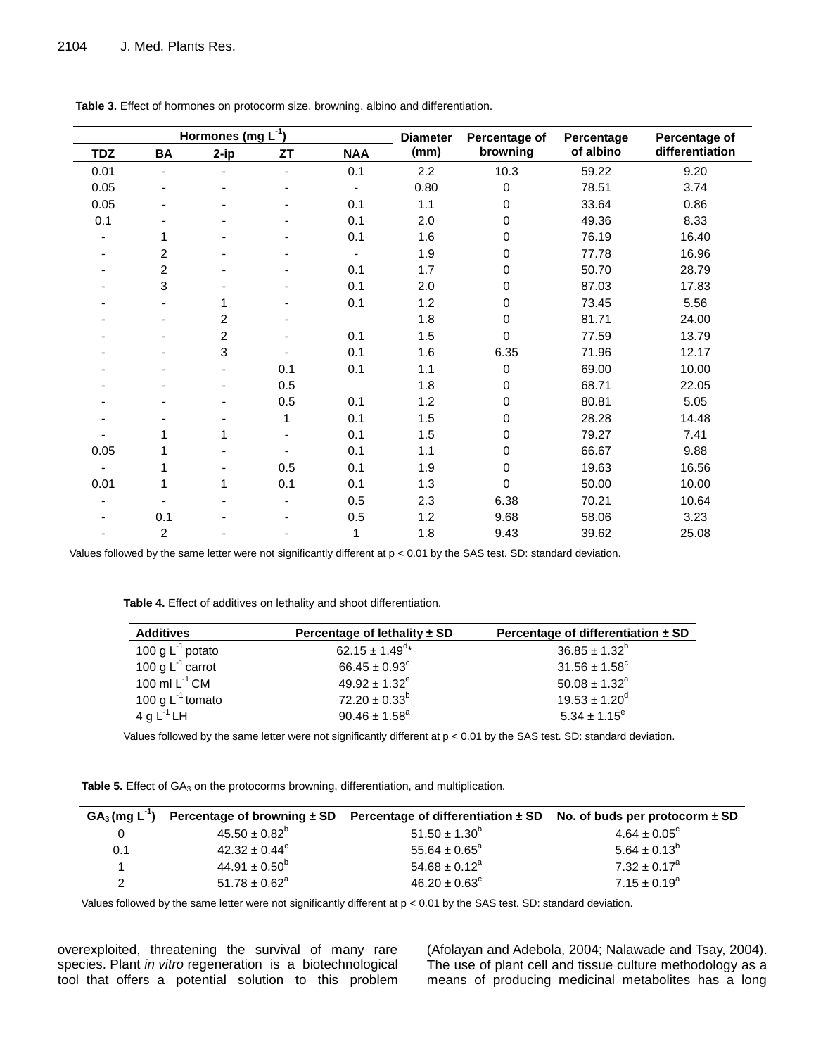**Table 3.** Effect of hormones on protocorm size, browning, albino and differentiation.

| Hormones (mg L$^{-1}$) | | | | | Diameter (mm) | Percentage of browning | Percentage of albino | Percentage of differentiation |
|---|---|---|---|---|---|---|---|---|
| TDZ | BA | 2-ip | ZT | NAA | | | | |
| 0.01 | - | - | - | 0.1 | 2.2 | 10.3 | 59.22 | 9.20 |
| 0.05 | - | - | - | - | 0.80 | 0 | 78.51 | 3.74 |
| 0.05 | - | - | - | 0.1 | 1.1 | 0 | 33.64 | 0.86 |
| 0.1 | - | - | - | 0.1 | 2.0 | 0 | 49.36 | 8.33 |
| - | 1 | - | - | 0.1 | 1.6 | 0 | 76.19 | 16.40 |
| - | 2 | - | - | - | 1.9 | 0 | 77.78 | 16.96 |
| - | 2 | - | - | 0.1 | 1.7 | 0 | 50.70 | 28.79 |
| - | 3 | - | - | 0.1 | 2.0 | 0 | 87.03 | 17.83 |
| - | - | 1 | - | 0.1 | 1.2 | 0 | 73.45 | 5.56 |
| - | - | 2 | - | | 1.8 | 0 | 81.71 | 24.00 |
| - | - | 2 | - | 0.1 | 1.5 | 0 | 77.59 | 13.79 |
| - | - | 3 | - | 0.1 | 1.6 | 6.35 | 71.96 | 12.17 |
| - | - | - | 0.1 | 0.1 | 1.1 | 0 | 69.00 | 10.00 |
| - | - | - | 0.5 | | 1.8 | 0 | 68.71 | 22.05 |
| - | - | - | 0.5 | 0.1 | 1.2 | 0 | 80.81 | 5.05 |
| - | - | - | 1 | 0.1 | 1.5 | 0 | 28.28 | 14.48 |
| - | 1 | 1 | - | 0.1 | 1.5 | 0 | 79.27 | 7.41 |
| 0.05 | 1 | - | - | 0.1 | 1.1 | 0 | 66.67 | 9.88 |
| - | 1 | - | 0.5 | 0.1 | 1.9 | 0 | 19.63 | 16.56 |
| 0.01 | 1 | 1 | 0.1 | 0.1 | 1.3 | 0 | 50.00 | 10.00 |
| - | - | - | - | 0.5 | 2.3 | 6.38 | 70.21 | 10.64 |
| - | 0.1 | - | - | 0.5 | 1.2 | 9.68 | 58.06 | 3.23 |
| - | 2 | - | - | 1 | 1.8 | 9.43 | 39.62 | 25.08 |

Values followed by the same letter were not significantly different at $p < 0.01$ by the SAS test. SD: standard deviation.

**Table 4.** Effect of additives on lethality and shoot differentiation.

| Additives | Percentage of lethality ± SD | Percentage of differentiation ± SD |
|---|---|---|
| 100 g L$^{-1}$ potato | 62.15 ± 1.49$^{d}$* | 36.85 ± 1.32$^{b}$ |
| 100 g L$^{-1}$ carrot | 66.45 ± 0.93$^{c}$ | 31.56 ± 1.58$^{c}$ |
| 100 ml L$^{-1}$ CM | 49.92 ± 1.32$^{e}$ | 50.08 ± 1.32$^{a}$ |
| 100 g L$^{-1}$ tomato | 72.20 ± 0.33$^{b}$ | 19.53 ± 1.20$^{d}$ |
| 4 g L$^{-1}$ LH | 90.46 ± 1.58$^{a}$ | 5.34 ± 1.15$^{e}$ |

Values followed by the same letter were not significantly different at $p < 0.01$ by the SAS test. SD: standard deviation.

**Table 5.** Effect of $GA_3$ on the protocorms browning, differentiation, and multiplication.

| $GA_3$ (mg L$^{-1}$) | Percentage of browning ± SD | Percentage of differentiation ± SD | No. of buds per protocorm ± SD |
|---|---|---|---|
| 0 | 45.50 ± 0.82$^{b}$ | 51.50 ± 1.30$^{b}$ | 4.64 ± 0.05$^{c}$ |
| 0.1 | 42.32 ± 0.44$^{c}$ | 55.64 ± 0.65$^{a}$ | 5.64 ± 0.13$^{b}$ |
| 1 | 44.91 ± 0.50$^{b}$ | 54.68 ± 0.12$^{a}$ | 7.32 ± 0.17$^{a}$ |
| 2 | 51.78 ± 0.62$^{a}$ | 46.20 ± 0.63$^{c}$ | 7.15 ± 0.19$^{a}$ |

Values followed by the same letter were not significantly different at $p < 0.01$ by the SAS test. SD: standard deviation.

overexploited, threatening the survival of many rare species. Plant *in vitro* regeneration is a biotechnological tool that offers a potential solution to this problem (Afolayan and Adebola, 2004; Nalawade and Tsay, 2004). The use of plant cell and tissue culture methodology as a means of producing medicinal metabolites has a long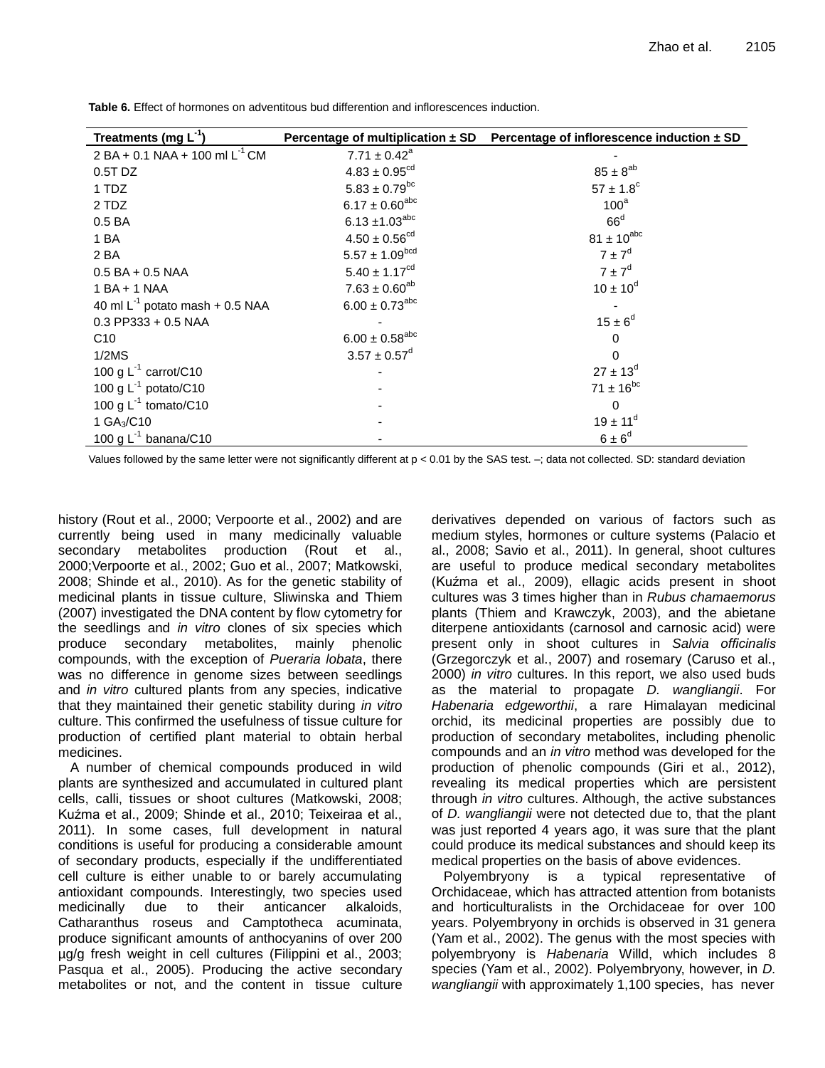**Table 6.** Effect of hormones on adventitous bud differention and inflorescences induction.

| Treatments (mg $L^{-1}$) | Percentage of multiplication ± SD | Percentage of inflorescence induction ± SD |
|---|---|---|
| 2 BA + 0.1 NAA + 100 ml $L^{-1}$ CM | $7.71 \pm 0.42^{a}$ | - |
| 0.5T DZ | $4.83 \pm 0.95^{cd}$ | $85 \pm 8^{ab}$ |
| 1 TDZ | $5.83 \pm 0.79^{bc}$ | $57 \pm 1.8^{c}$ |
| 2 TDZ | $6.17 \pm 0.60^{abc}$ | $100^{a}$ |
| 0.5 BA | $6.13 \pm 1.03^{abc}$ | $66^{d}$ |
| 1 BA | $4.50 \pm 0.56^{cd}$ | $81 \pm 10^{abc}$ |
| 2 BA | $5.57 \pm 1.09^{bcd}$ | $7 \pm 7^{d}$ |
| 0.5 BA + 0.5 NAA | $5.40 \pm 1.17^{cd}$ | $7 \pm 7^{d}$ |
| 1 BA + 1 NAA | $7.63 \pm 0.60^{ab}$ | $10 \pm 10^{d}$ |
| 40 ml $L^{-1}$ potato mash + 0.5 NAA | $6.00 \pm 0.73^{abc}$ | - |
| 0.3 PP333 + 0.5 NAA | - | $15 \pm 6^{d}$ |
| C10 | $6.00 \pm 0.58^{abc}$ | 0 |
| 1/2MS | $3.57 \pm 0.57^{d}$ | 0 |
| 100 g $L^{-1}$ carrot/C10 | - | $27 \pm 13^{d}$ |
| 100 g $L^{-1}$ potato/C10 | - | $71 \pm 16^{bc}$ |
| 100 g $L^{-1}$ tomato/C10 | - | 0 |
| 1 $GA_3$/C10 | - | $19 \pm 11^{d}$ |
| 100 g $L^{-1}$ banana/C10 | - | $6 \pm 6^{d}$ |

Values followed by the same letter were not significantly different at $p < 0.01$ by the SAS test. –; data not collected. SD: standard deviation

history (Rout et al., 2000; Verpoorte et al., 2002) and are currently being used in many medicinally valuable secondary metabolites production (Rout et al., 2000;Verpoorte et al., 2002; Guo et al., 2007; Matkowski, 2008; Shinde et al., 2010). As for the genetic stability of medicinal plants in tissue culture, Sliwinska and Thiem (2007) investigated the DNA content by flow cytometry for the seedlings and *in vitro* clones of six species which produce secondary metabolites, mainly phenolic compounds, with the exception of *Pueraria lobata*, there was no difference in genome sizes between seedlings and *in vitro* cultured plants from any species, indicative that they maintained their genetic stability during *in vitro* culture. This confirmed the usefulness of tissue culture for production of certified plant material to obtain herbal medicines.

A number of chemical compounds produced in wild plants are synthesized and accumulated in cultured plant cells, calli, tissues or shoot cultures (Matkowski, 2008; Kuźma et al., 2009; Shinde et al., 2010; Teixeiraa et al., 2011). In some cases, full development in natural conditions is useful for producing a considerable amount of secondary products, especially if the undifferentiated cell culture is either unable to or barely accumulating antioxidant compounds. Interestingly, two species used medicinally due to their anticancer alkaloids, Catharanthus roseus and Camptotheca acuminata, produce significant amounts of anthocyanins of over 200 µg/g fresh weight in cell cultures (Filippini et al., 2003; Pasqua et al., 2005). Producing the active secondary metabolites or not, and the content in tissue culture derivatives depended on various of factors such as medium styles, hormones or culture systems (Palacio et al., 2008; Savio et al., 2011). In general, shoot cultures are useful to produce medical secondary metabolites (Kuźma et al., 2009), ellagic acids present in shoot cultures was 3 times higher than in *Rubus chamaemorus* plants (Thiem and Krawczyk, 2003), and the abietane diterpene antioxidants (carnosol and carnosic acid) were present only in shoot cultures in *Salvia officinalis* (Grzegorczyk et al., 2007) and rosemary (Caruso et al., 2000) *in vitro* cultures. In this report, we also used buds as the material to propagate *D. wangliangii*. For *Habenaria edgeworthii*, a rare Himalayan medicinal orchid, its medicinal properties are possibly due to production of secondary metabolites, including phenolic compounds and an *in vitro* method was developed for the production of phenolic compounds (Giri et al., 2012), revealing its medical properties which are persistent through *in vitro* cultures. Although, the active substances of *D. wangliangii* were not detected due to, that the plant was just reported 4 years ago, it was sure that the plant could produce its medical substances and should keep its medical properties on the basis of above evidences.

Polyembryony is a typical representative of Orchidaceae, which has attracted attention from botanists and horticulturalists in the Orchidaceae for over 100 years. Polyembryony in orchids is observed in 31 genera (Yam et al., 2002). The genus with the most species with polyembryony is *Habenaria* Willd, which includes 8 species (Yam et al., 2002). Polyembryony, however, in *D. wangliangii* with approximately 1,100 species, has never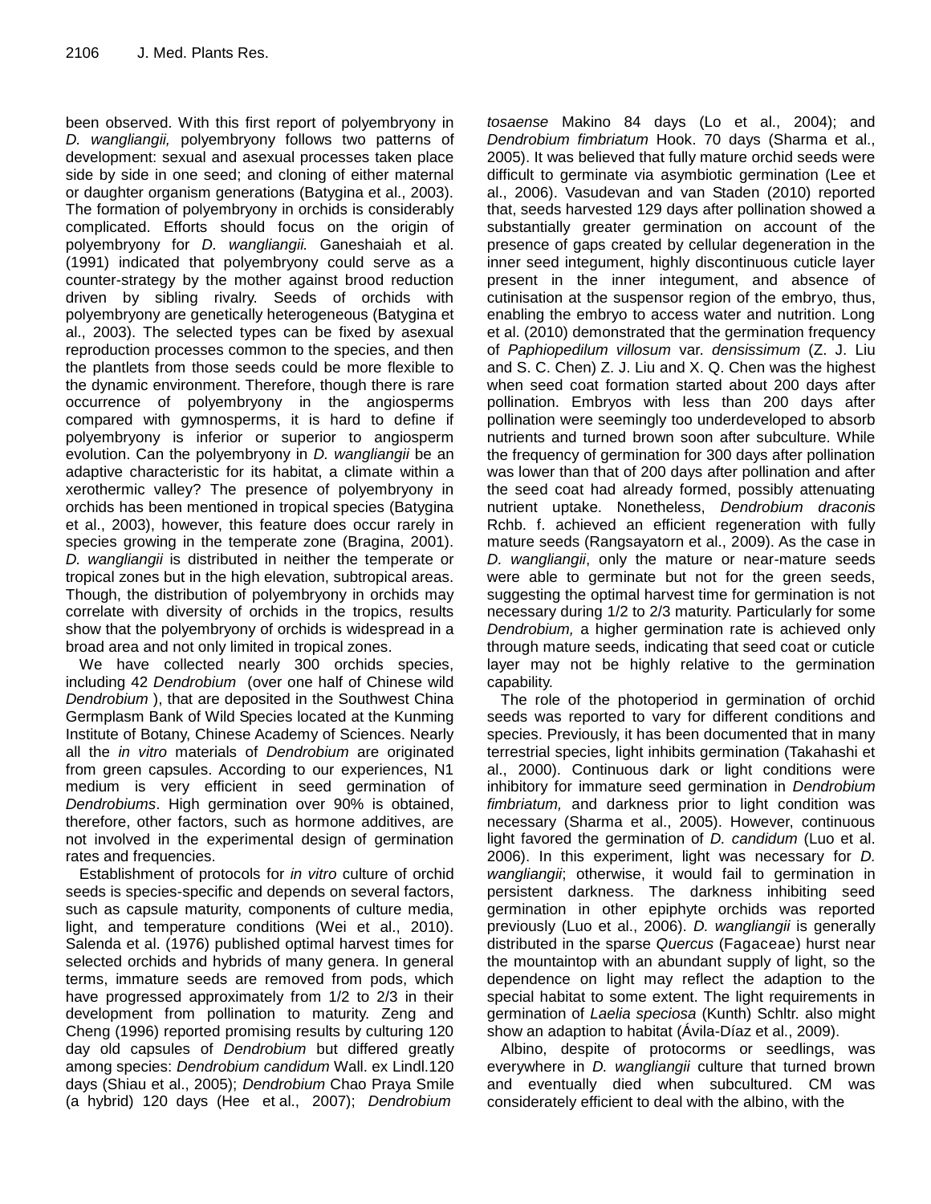been observed. With this first report of polyembryony in *D. wangliangii,* polyembryony follows two patterns of development: sexual and asexual processes taken place side by side in one seed; and cloning of either maternal or daughter organism generations (Batygina et al., 2003). The formation of polyembryony in orchids is considerably complicated. Efforts should focus on the origin of polyembryony for *D. wangliangii.* Ganeshaiah et al. (1991) indicated that polyembryony could serve as a counter-strategy by the mother against brood reduction driven by sibling rivalry. Seeds of orchids with polyembryony are genetically heterogeneous (Batygina et al., 2003). The selected types can be fixed by asexual reproduction processes common to the species, and then the plantlets from those seeds could be more flexible to the dynamic environment. Therefore, though there is rare occurrence of polyembryony in the angiosperms compared with gymnosperms, it is hard to define if polyembryony is inferior or superior to angiosperm evolution. Can the polyembryony in *D. wangliangii* be an adaptive characteristic for its habitat, a climate within a xerothermic valley? The presence of polyembryony in orchids has been mentioned in tropical species (Batygina et al., 2003), however, this feature does occur rarely in species growing in the temperate zone (Bragina, 2001). *D. wangliangii* is distributed in neither the temperate or tropical zones but in the high elevation, subtropical areas. Though, the distribution of polyembryony in orchids may correlate with diversity of orchids in the tropics, results show that the polyembryony of orchids is widespread in a broad area and not only limited in tropical zones.

We have collected nearly 300 orchids species, including 42 *Dendrobium* (over one half of Chinese wild *Dendrobium* ), that are deposited in the Southwest China Germplasm Bank of Wild Species located at the Kunming Institute of Botany, Chinese Academy of Sciences. Nearly all the *in vitro* materials of *Dendrobium* are originated from green capsules. According to our experiences, N1 medium is very efficient in seed germination of *Dendrobiums*. High germination over 90% is obtained, therefore, other factors, such as hormone additives, are not involved in the experimental design of germination rates and frequencies.

Establishment of protocols for *in vitro* culture of orchid seeds is species-specific and depends on several factors, such as capsule maturity, components of culture media, light, and temperature conditions (Wei et al., 2010). Salenda et al. (1976) published optimal harvest times for selected orchids and hybrids of many genera. In general terms, immature seeds are removed from pods, which have progressed approximately from 1/2 to 2/3 in their development from pollination to maturity. Zeng and Cheng (1996) reported promising results by culturing 120 day old capsules of *Dendrobium* but differed greatly among species: *Dendrobium candidum* Wall. ex Lindl.120 days (Shiau et al., 2005); *Dendrobium* Chao Praya Smile (a hybrid) 120 days (Hee et al., 2007); *Dendrobium tosaense* Makino 84 days (Lo et al., 2004); and *Dendrobium fimbriatum* Hook. 70 days (Sharma et al., 2005). It was believed that fully mature orchid seeds were difficult to germinate via asymbiotic germination (Lee et al., 2006). Vasudevan and van Staden (2010) reported that, seeds harvested 129 days after pollination showed a substantially greater germination on account of the presence of gaps created by cellular degeneration in the inner seed integument, highly discontinuous cuticle layer present in the inner integument, and absence of cutinisation at the suspensor region of the embryo, thus, enabling the embryo to access water and nutrition. Long et al. (2010) demonstrated that the germination frequency of *Paphiopedilum villosum* var. *densissimum* (Z. J. Liu and S. C. Chen) Z. J. Liu and X. Q. Chen was the highest when seed coat formation started about 200 days after pollination. Embryos with less than 200 days after pollination were seemingly too underdeveloped to absorb nutrients and turned brown soon after subculture. While the frequency of germination for 300 days after pollination was lower than that of 200 days after pollination and after the seed coat had already formed, possibly attenuating nutrient uptake. Nonetheless, *Dendrobium draconis* Rchb. f. achieved an efficient regeneration with fully mature seeds (Rangsayatorn et al., 2009). As the case in *D. wangliangii*, only the mature or near-mature seeds were able to germinate but not for the green seeds, suggesting the optimal harvest time for germination is not necessary during 1/2 to 2/3 maturity. Particularly for some *Dendrobium,* a higher germination rate is achieved only through mature seeds, indicating that seed coat or cuticle layer may not be highly relative to the germination capability.

The role of the photoperiod in germination of orchid seeds was reported to vary for different conditions and species. Previously, it has been documented that in many terrestrial species, light inhibits germination (Takahashi et al., 2000). Continuous dark or light conditions were inhibitory for immature seed germination in *Dendrobium fimbriatum,* and darkness prior to light condition was necessary (Sharma et al., 2005). However, continuous light favored the germination of *D. candidum* (Luo et al. 2006). In this experiment, light was necessary for *D. wangliangii*; otherwise, it would fail to germination in persistent darkness. The darkness inhibiting seed germination in other epiphyte orchids was reported previously (Luo et al., 2006). *D. wangliangii* is generally distributed in the sparse *Quercus* (Fagaceae) hurst near the mountaintop with an abundant supply of light, so the dependence on light may reflect the adaption to the special habitat to some extent. The light requirements in germination of *Laelia speciosa* (Kunth) Schltr. also might show an adaption to habitat (Ávila-Díaz et al., 2009).

Albino, despite of protocorms or seedlings, was everywhere in *D. wangliangii* culture that turned brown and eventually died when subcultured. CM was considerately efficient to deal with the albino, with the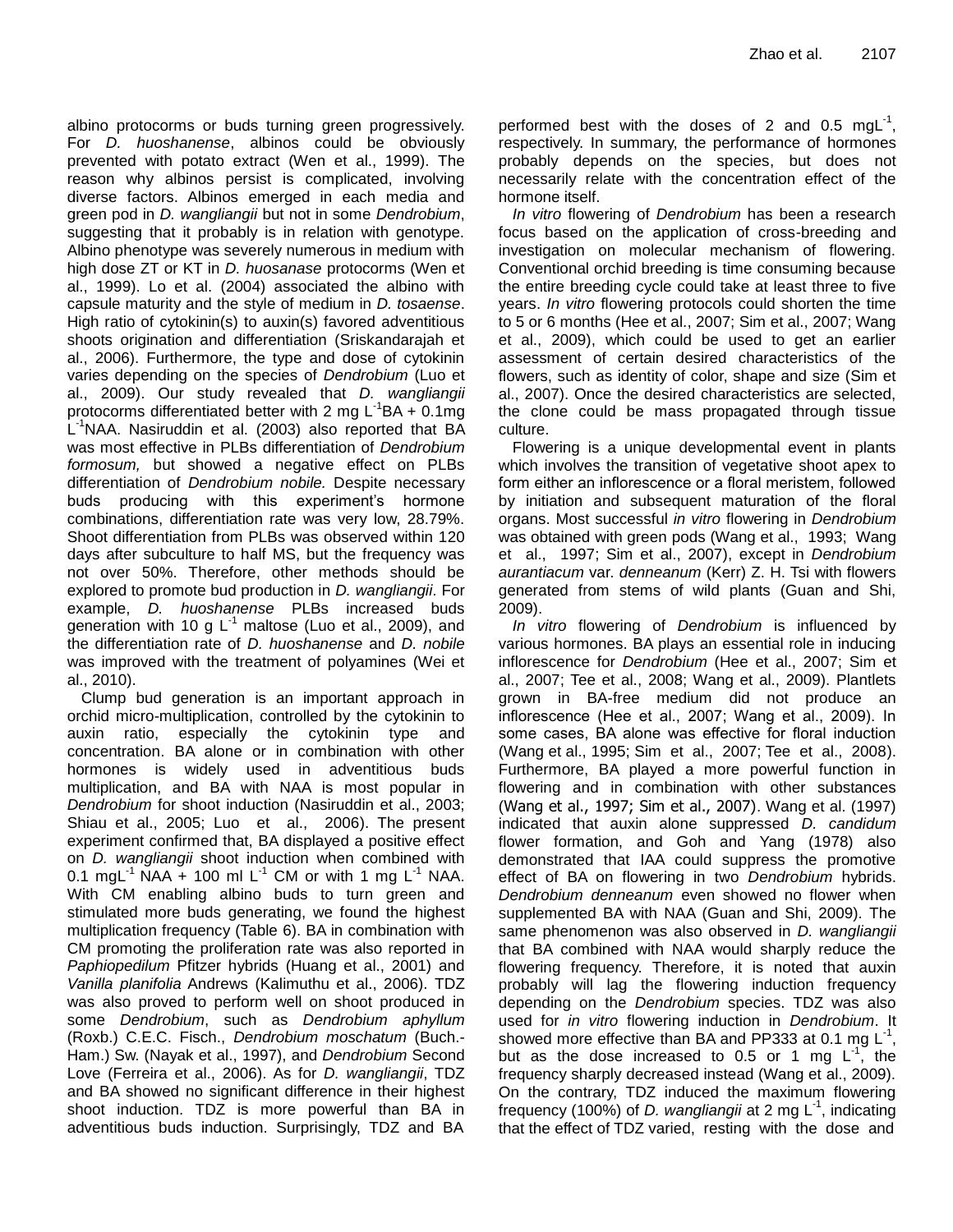albino protocorms or buds turning green progressively. For *D. huoshanense*, albinos could be obviously prevented with potato extract (Wen et al., 1999). The reason why albinos persist is complicated, involving diverse factors. Albinos emerged in each media and green pod in *D. wangliangii* but not in some *Dendrobium*, suggesting that it probably is in relation with genotype. Albino phenotype was severely numerous in medium with high dose ZT or KT in *D. huosanase* protocorms (Wen et al., 1999). Lo et al. (2004) associated the albino with capsule maturity and the style of medium in *D. tosaense*. High ratio of cytokinin(s) to auxin(s) favored adventitious shoots origination and differentiation (Sriskandarajah et al., 2006). Furthermore, the type and dose of cytokinin varies depending on the species of *Dendrobium* (Luo et al., 2009). Our study revealed that *D. wangliangii* protocorms differentiated better with 2 mg $L^{-1}$BA + 0.1mg $L^{-1}$NAA. Nasiruddin et al. (2003) also reported that BA was most effective in PLBs differentiation of *Dendrobium formosum,* but showed a negative effect on PLBs differentiation of *Dendrobium nobile.* Despite necessary buds producing with this experiment's hormone combinations, differentiation rate was very low, 28.79%. Shoot differentiation from PLBs was observed within 120 days after subculture to half MS, but the frequency was not over 50%. Therefore, other methods should be explored to promote bud production in *D. wangliangii*. For example, *D. huoshanense* PLBs increased buds generation with 10 g $L^{-1}$ maltose (Luo et al., 2009), and the differentiation rate of *D. huoshanense* and *D. nobile* was improved with the treatment of polyamines (Wei et al., 2010).

Clump bud generation is an important approach in orchid micro-multiplication, controlled by the cytokinin to auxin ratio, especially the cytokinin type and concentration. BA alone or in combination with other hormones is widely used in adventitious buds multiplication, and BA with NAA is most popular in *Dendrobium* for shoot induction (Nasiruddin et al., 2003; Shiau et al., 2005; Luo et al., 2006). The present experiment confirmed that, BA displayed a positive effect on *D. wangliangii* shoot induction when combined with 0.1 mg$L^{-1}$ NAA + 100 ml $L^{-1}$ CM or with 1 mg $L^{-1}$ NAA. With CM enabling albino buds to turn green and stimulated more buds generating, we found the highest multiplication frequency (Table 6). BA in combination with CM promoting the proliferation rate was also reported in *Paphiopedilum* Pfitzer hybrids (Huang et al., 2001) and *Vanilla planifolia* Andrews (Kalimuthu et al., 2006). TDZ was also proved to perform well on shoot produced in some *Dendrobium*, such as *Dendrobium aphyllum* (Roxb.) C.E.C. Fisch., *Dendrobium moschatum* (Buch.-Ham.) Sw. (Nayak et al., 1997), and *Dendrobium* Second Love (Ferreira et al., 2006). As for *D. wangliangii*, TDZ and BA showed no significant difference in their highest shoot induction. TDZ is more powerful than BA in adventitious buds induction. Surprisingly, TDZ and BA performed best with the doses of 2 and 0.5 mg$L^{-1}$, respectively. In summary, the performance of hormones probably depends on the species, but does not necessarily relate with the concentration effect of the hormone itself.

*In vitro* flowering of *Dendrobium* has been a research focus based on the application of cross-breeding and investigation on molecular mechanism of flowering. Conventional orchid breeding is time consuming because the entire breeding cycle could take at least three to five years. *In vitro* flowering protocols could shorten the time to 5 or 6 months (Hee et al., 2007; Sim et al., 2007; Wang et al., 2009), which could be used to get an earlier assessment of certain desired characteristics of the flowers, such as identity of color, shape and size (Sim et al., 2007). Once the desired characteristics are selected, the clone could be mass propagated through tissue culture.

Flowering is a unique developmental event in plants which involves the transition of vegetative shoot apex to form either an inflorescence or a floral meristem, followed by initiation and subsequent maturation of the floral organs. Most successful *in vitro* flowering in *Dendrobium* was obtained with green pods (Wang et al., 1993; Wang et al., 1997; Sim et al., 2007), except in *Dendrobium aurantiacum* var. *denneanum* (Kerr) Z. H. Tsi with flowers generated from stems of wild plants (Guan and Shi, 2009).

*In vitro* flowering of *Dendrobium* is influenced by various hormones. BA plays an essential role in inducing inflorescence for *Dendrobium* (Hee et al., 2007; Sim et al., 2007; Tee et al., 2008; Wang et al., 2009). Plantlets grown in BA-free medium did not produce an inflorescence (Hee et al., 2007; Wang et al., 2009). In some cases, BA alone was effective for floral induction (Wang et al., 1995; Sim et al., 2007; Tee et al., 2008). Furthermore, BA played a more powerful function in flowering and in combination with other substances (Wang et al., 1997; Sim et al., 2007). Wang et al. (1997) indicated that auxin alone suppressed *D. candidum* flower formation, and Goh and Yang (1978) also demonstrated that IAA could suppress the promotive effect of BA on flowering in two *Dendrobium* hybrids. *Dendrobium denneanum* even showed no flower when supplemented BA with NAA (Guan and Shi, 2009). The same phenomenon was also observed in *D. wangliangii* that BA combined with NAA would sharply reduce the flowering frequency. Therefore, it is noted that auxin probably will lag the flowering induction frequency depending on the *Dendrobium* species. TDZ was also used for *in vitro* flowering induction in *Dendrobium*. It showed more effective than BA and PP333 at 0.1 mg $L^{-1}$, but as the dose increased to 0.5 or 1 mg $L^{-1}$, the frequency sharply decreased instead (Wang et al., 2009). On the contrary, TDZ induced the maximum flowering frequency (100%) of *D. wangliangii* at 2 mg $L^{-1}$, indicating that the effect of TDZ varied, resting with the dose and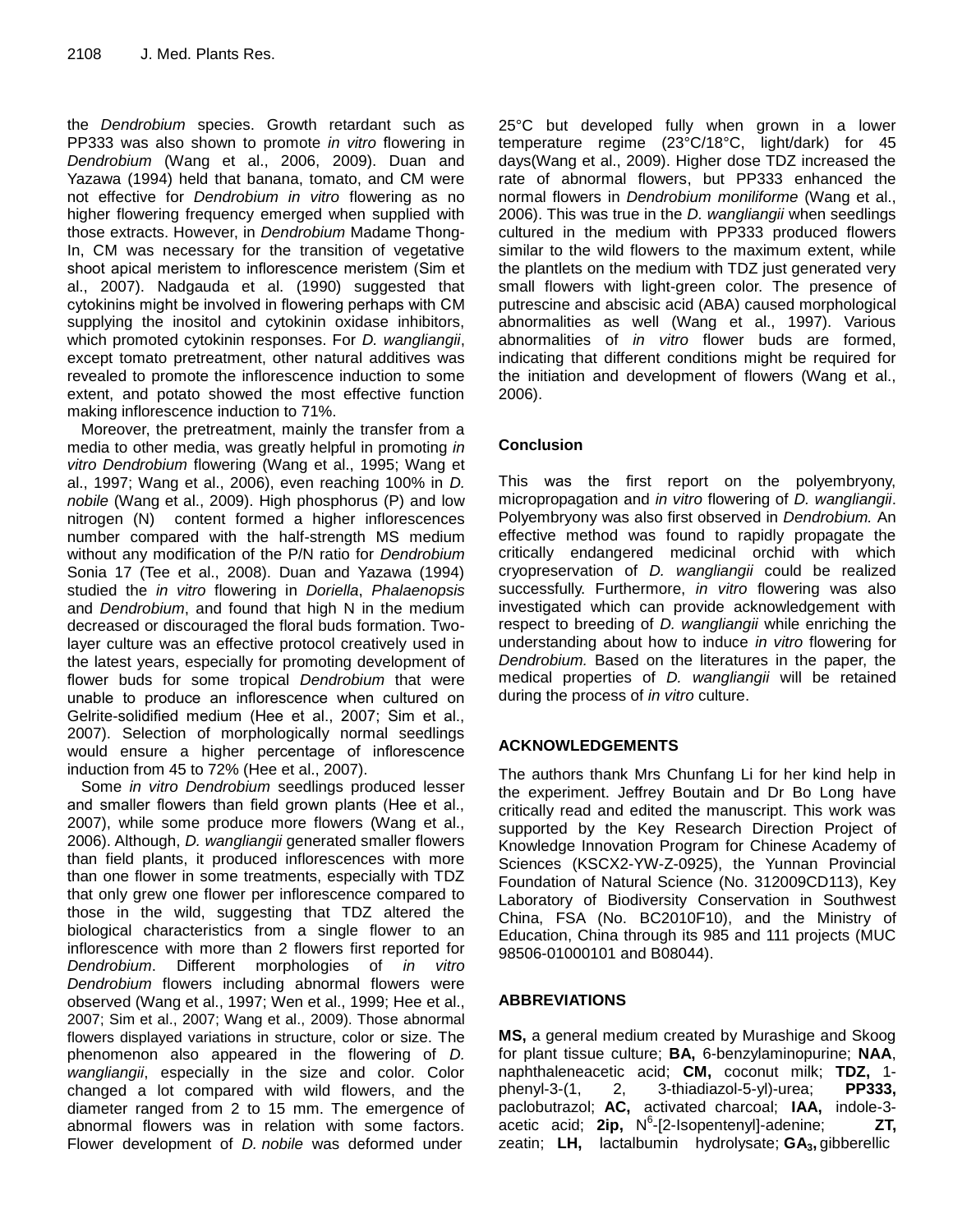the *Dendrobium* species. Growth retardant such as PP333 was also shown to promote *in vitro* flowering in *Dendrobium* (Wang et al., 2006, 2009). Duan and Yazawa (1994) held that banana, tomato, and CM were not effective for *Dendrobium in vitro* flowering as no higher flowering frequency emerged when supplied with those extracts. However, in *Dendrobium* Madame Thong-In, CM was necessary for the transition of vegetative shoot apical meristem to inflorescence meristem (Sim et al., 2007). Nadgauda et al. (1990) suggested that cytokinins might be involved in flowering perhaps with CM supplying the inositol and cytokinin oxidase inhibitors, which promoted cytokinin responses. For *D. wangliangii*, except tomato pretreatment, other natural additives was revealed to promote the inflorescence induction to some extent, and potato showed the most effective function making inflorescence induction to 71%.

Moreover, the pretreatment, mainly the transfer from a media to other media, was greatly helpful in promoting *in vitro Dendrobium* flowering (Wang et al., 1995; Wang et al., 1997; Wang et al., 2006), even reaching 100% in *D. nobile* (Wang et al., 2009). High phosphorus (P) and low nitrogen (N) content formed a higher inflorescences number compared with the half-strength MS medium without any modification of the P/N ratio for *Dendrobium* Sonia 17 (Tee et al., 2008). Duan and Yazawa (1994) studied the *in vitro* flowering in *Doriella*, *Phalaenopsis* and *Dendrobium*, and found that high N in the medium decreased or discouraged the floral buds formation. Two-layer culture was an effective protocol creatively used in the latest years, especially for promoting development of flower buds for some tropical *Dendrobium* that were unable to produce an inflorescence when cultured on Gelrite-solidified medium (Hee et al., 2007; Sim et al., 2007). Selection of morphologically normal seedlings would ensure a higher percentage of inflorescence induction from 45 to 72% (Hee et al., 2007).

Some *in vitro Dendrobium* seedlings produced lesser and smaller flowers than field grown plants (Hee et al., 2007), while some produce more flowers (Wang et al., 2006). Although, *D. wangliangii* generated smaller flowers than field plants, it produced inflorescences with more than one flower in some treatments, especially with TDZ that only grew one flower per inflorescence compared to those in the wild, suggesting that TDZ altered the biological characteristics from a single flower to an inflorescence with more than 2 flowers first reported for *Dendrobium*. Different morphologies of *in vitro Dendrobium* flowers including abnormal flowers were observed (Wang et al., 1997; Wen et al., 1999; Hee et al., 2007; Sim et al., 2007; Wang et al., 2009). Those abnormal flowers displayed variations in structure, color or size. The phenomenon also appeared in the flowering of *D. wangliangii*, especially in the size and color. Color changed a lot compared with wild flowers, and the diameter ranged from 2 to 15 mm. The emergence of abnormal flowers was in relation with some factors. Flower development of *D. nobile* was deformed under 25°C but developed fully when grown in a lower temperature regime (23°C/18°C, light/dark) for 45 days(Wang et al., 2009). Higher dose TDZ increased the rate of abnormal flowers, but PP333 enhanced the normal flowers in *Dendrobium moniliforme* (Wang et al., 2006). This was true in the *D. wangliangii* when seedlings cultured in the medium with PP333 produced flowers similar to the wild flowers to the maximum extent, while the plantlets on the medium with TDZ just generated very small flowers with light-green color. The presence of putrescine and abscisic acid (ABA) caused morphological abnormalities as well (Wang et al., 1997). Various abnormalities of *in vitro* flower buds are formed, indicating that different conditions might be required for the initiation and development of flowers (Wang et al., 2006).

## Conclusion

This was the first report on the polyembryony, micropropagation and *in vitro* flowering of *D. wangliangii*. Polyembryony was also first observed in *Dendrobium.* An effective method was found to rapidly propagate the critically endangered medicinal orchid with which cryopreservation of *D. wangliangii* could be realized successfully. Furthermore, *in vitro* flowering was also investigated which can provide acknowledgement with respect to breeding of *D. wangliangii* while enriching the understanding about how to induce *in vitro* flowering for *Dendrobium.* Based on the literatures in the paper, the medical properties of *D. wangliangii* will be retained during the process of *in vitro* culture.

## ACKNOWLEDGEMENTS

The authors thank Mrs Chunfang Li for her kind help in the experiment. Jeffrey Boutain and Dr Bo Long have critically read and edited the manuscript. This work was supported by the Key Research Direction Project of Knowledge Innovation Program for Chinese Academy of Sciences (KSCX2-YW-Z-0925), the Yunnan Provincial Foundation of Natural Science (No. 312009CD113), Key Laboratory of Biodiversity Conservation in Southwest China, FSA (No. BC2010F10), and the Ministry of Education, China through its 985 and 111 projects (MUC 98506-01000101 and B08044).

## ABBREVIATIONS

**MS,** a general medium created by Murashige and Skoog for plant tissue culture; **BA,** 6-benzylaminopurine; **NAA**, naphthaleneacetic acid; **CM,** coconut milk; **TDZ,** 1-phenyl-3-(1, 2, 3-thiadiazol-5-yl)-urea; **PP333,** paclobutrazol; **AC,** activated charcoal; **IAA,** indole-3-acetic acid; **2ip,** $N^6$-[2-Isopentenyl]-adenine; **ZT,** zeatin; **LH,** lactalbumin hydrolysate; **$GA_3$,** gibberellic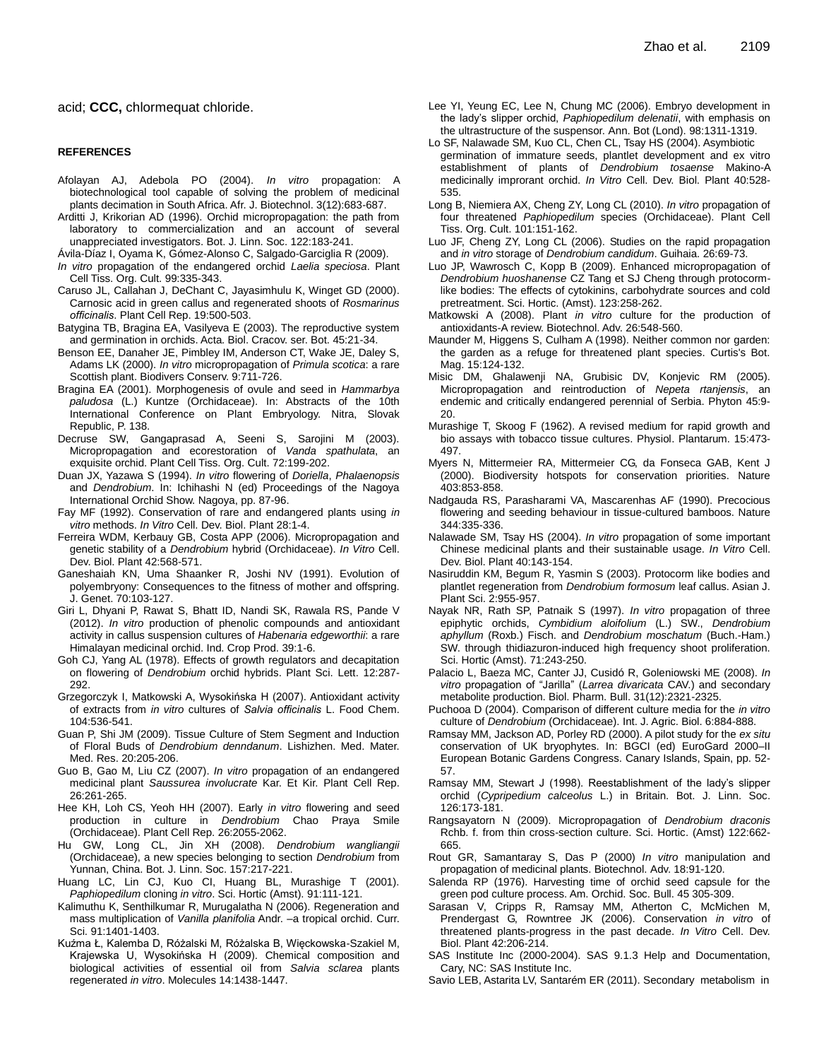acid; **CCC,** chlormequat chloride.

## REFERENCES

Afolayan AJ, Adebola PO (2004). *In vitro* propagation: A biotechnological tool capable of solving the problem of medicinal plants decimation in South Africa. Afr. J. Biotechnol. 3(12):683-687.

Arditti J, Krikorian AD (1996). Orchid micropropagation: the path from laboratory to commercialization and an account of several unappreciated investigators. Bot. J. Linn. Soc. 122:183-241.

Ávila-Díaz I, Oyama K, Gómez-Alonso C, Salgado-Garciglia R (2009). *In vitro* propagation of the endangered orchid *Laelia speciosa*. Plant Cell Tiss. Org. Cult. 99:335-343.

Caruso JL, Callahan J, DeChant C, Jayasimhulu K, Winget GD (2000). Carnosic acid in green callus and regenerated shoots of *Rosmarinus officinalis*. Plant Cell Rep. 19:500-503.

Batygina TB, Bragina EA, Vasilyeva E (2003). The reproductive system and germination in orchids. Acta. Biol. Cracov. ser. Bot. 45:21-34.

Benson EE, Danaher JE, Pimbley IM, Anderson CT, Wake JE, Daley S, Adams LK (2000). *In vitro* micropropagation of *Primula scotica*: a rare Scottish plant. Biodivers Conserv. 9:711-726.

Bragina EA (2001). Morphogenesis of ovule and seed in *Hammarbya paludosa* (L.) Kuntze (Orchidaceae). In: Abstracts of the 10th International Conference on Plant Embryology. Nitra, Slovak Republic, P. 138.

Decruse SW, Gangaprasad A, Seeni S, Sarojini M (2003). Micropropagation and ecorestoration of *Vanda spathulata*, an exquisite orchid. Plant Cell Tiss. Org. Cult. 72:199-202.

Duan JX, Yazawa S (1994). *In vitro* flowering of *Doriella*, *Phalaenopsis* and *Dendrobium*. In: Ichihashi N (ed) Proceedings of the Nagoya International Orchid Show. Nagoya, pp. 87-96.

Fay MF (1992). Conservation of rare and endangered plants using *in vitro* methods. *In Vitro* Cell. Dev. Biol. Plant 28:1-4.

Ferreira WDM, Kerbauy GB, Costa APP (2006). Micropropagation and genetic stability of a *Dendrobium* hybrid (Orchidaceae). *In Vitro* Cell. Dev. Biol. Plant 42:568-571.

Ganeshaiah KN, Uma Shaanker R, Joshi NV (1991). Evolution of polyembryony: Consequences to the fitness of mother and offspring. J. Genet. 70:103-127.

Giri L, Dhyani P, Rawat S, Bhatt ID, Nandi SK, Rawala RS, Pande V (2012). *In vitro* production of phenolic compounds and antioxidant activity in callus suspension cultures of *Habenaria edgeworthii*: a rare Himalayan medicinal orchid. Ind. Crop Prod. 39:1-6.

Goh CJ, Yang AL (1978). Effects of growth regulators and decapitation on flowering of *Dendrobium* orchid hybrids. Plant Sci. Lett. 12:287-292.

Grzegorczyk I, Matkowski A, Wysokińska H (2007). Antioxidant activity of extracts from *in vitro* cultures of *Salvia officinalis* L. Food Chem. 104:536-541.

Guan P, Shi JM (2009). Tissue Culture of Stem Segment and Induction of Floral Buds of *Dendrobium denndanum*. Lishizhen. Med. Mater. Med. Res. 20:205-206.

Guo B, Gao M, Liu CZ (2007). *In vitro* propagation of an endangered medicinal plant *Saussurea involucrate* Kar. Et Kir. Plant Cell Rep. 26:261-265.

Hee KH, Loh CS, Yeoh HH (2007). Early *in vitro* flowering and seed production in culture in *Dendrobium* Chao Praya Smile (Orchidaceae). Plant Cell Rep. 26:2055-2062.

Hu GW, Long CL, Jin XH (2008). *Dendrobium wangliangii* (Orchidaceae), a new species belonging to section *Dendrobium* from Yunnan, China. Bot. J. Linn. Soc. 157:217-221.

Huang LC, Lin CJ, Kuo CI, Huang BL, Murashige T (2001). *Paphiopedilum* cloning *in vitro*. Sci. Hortic (Amst). 91:111-121.

Kalimuthu K, Senthilkumar R, Murugalatha N (2006). Regeneration and mass multiplication of *Vanilla planifolia* Andr. –a tropical orchid. Curr. Sci. 91:1401-1403.

Kuźma Ł, Kalemba D, Różalski M, Różalska B, Więckowska-Szakiel M, Krajewska U, Wysokińska H (2009). Chemical composition and biological activities of essential oil from *Salvia sclarea* plants regenerated *in vitro*. Molecules 14:1438-1447.

Lee YI, Yeung EC, Lee N, Chung MC (2006). Embryo development in the lady's slipper orchid, *Paphiopedilum delenatii*, with emphasis on the ultrastructure of the suspensor. Ann. Bot (Lond). 98:1311-1319.

Lo SF, Nalawade SM, Kuo CL, Chen CL, Tsay HS (2004). Asymbiotic germination of immature seeds, plantlet development and ex vitro establishment of plants of *Dendrobium tosaense* Makino-A medicinally improrant orchid. *In Vitro* Cell. Dev. Biol. Plant 40:528-535.

Long B, Niemiera AX, Cheng ZY, Long CL (2010). *In vitro* propagation of four threatened *Paphiopedilum* species (Orchidaceae). Plant Cell Tiss. Org. Cult. 101:151-162.

Luo JF, Cheng ZY, Long CL (2006). Studies on the rapid propagation and *in vitro* storage of *Dendrobium candidum*. Guihaia. 26:69-73.

Luo JP, Wawrosch C, Kopp B (2009). Enhanced micropropagation of *Dendrobium huoshanense* CZ Tang et SJ Cheng through protocorm-like bodies: The effects of cytokinins, carbohydrate sources and cold pretreatment. Sci. Hortic. (Amst). 123:258-262.

Matkowski A (2008). Plant *in vitro* culture for the production of antioxidants-A review. Biotechnol. Adv. 26:548-560.

Maunder M, Higgens S, Culham A (1998). Neither common nor garden: the garden as a refuge for threatened plant species. Curtis's Bot. Mag. 15:124-132.

Misic DM, Ghalawenji NA, Grubisic DV, Konjevic RM (2005). Micropropagation and reintroduction of *Nepeta rtanjensis*, an endemic and critically endangered perennial of Serbia. Phyton 45:9-20.

Murashige T, Skoog F (1962). A revised medium for rapid growth and bio assays with tobacco tissue cultures. Physiol. Plantarum. 15:473-497.

Myers N, Mittermeier RA, Mittermeier CG, da Fonseca GAB, Kent J (2000). Biodiversity hotspots for conservation priorities. Nature 403:853-858.

Nadgauda RS, Parasharami VA, Mascarenhas AF (1990). Precocious flowering and seeding behaviour in tissue-cultured bamboos. Nature 344:335-336.

Nalawade SM, Tsay HS (2004). *In vitro* propagation of some important Chinese medicinal plants and their sustainable usage. *In Vitro* Cell. Dev. Biol. Plant 40:143-154.

Nasiruddin KM, Begum R, Yasmin S (2003). Protocorm like bodies and plantlet regeneration from *Dendrobium formosum* leaf callus. Asian J. Plant Sci. 2:955-957.

Nayak NR, Rath SP, Patnaik S (1997). *In vitro* propagation of three epiphytic orchids, *Cymbidium aloifolium* (L.) SW., *Dendrobium aphyllum* (Roxb.) Fisch. and *Dendrobium moschatum* (Buch.-Ham.) SW. through thidiazuron-induced high frequency shoot proliferation. Sci. Hortic (Amst). 71:243-250.

Palacio L, Baeza MC, Canter JJ, Cusidó R, Goleniowski ME (2008). *In vitro* propagation of "Jarilla" (*Larrea divaricata* CAV.) and secondary metabolite production. Biol. Pharm. Bull. 31(12):2321-2325.

Puchooa D (2004). Comparison of different culture media for the *in vitro* culture of *Dendrobium* (Orchidaceae). Int. J. Agric. Biol. 6:884-888.

Ramsay MM, Jackson AD, Porley RD (2000). A pilot study for the *ex situ* conservation of UK bryophytes. In: BGCI (ed) EuroGard 2000–II European Botanic Gardens Congress. Canary Islands, Spain, pp. 52-57.

Ramsay MM, Stewart J (1998). Reestablishment of the lady's slipper orchid (*Cypripedium calceolus* L.) in Britain. Bot. J. Linn. Soc. 126:173-181.

Rangsayatorn N (2009). Micropropagation of *Dendrobium draconis* Rchb. f. from thin cross-section culture. Sci. Hortic. (Amst) 122:662-665.

Rout GR, Samantaray S, Das P (2000) *In vitro* manipulation and propagation of medicinal plants. Biotechnol. Adv. 18:91-120.

Salenda RP (1976). Harvesting time of orchid seed capsule for the green pod culture process. Am. Orchid. Soc. Bull. 45 305-309.

Sarasan V, Cripps R, Ramsay MM, Atherton C, McMichen M, Prendergast G, Rowntree JK (2006). Conservation *in vitro* of threatened plants-progress in the past decade. *In Vitro* Cell. Dev. Biol. Plant 42:206-214.

SAS Institute Inc (2000-2004). SAS 9.1.3 Help and Documentation, Cary, NC: SAS Institute Inc.

Savio LEB, Astarita LV, Santarém ER (2011). Secondary metabolism in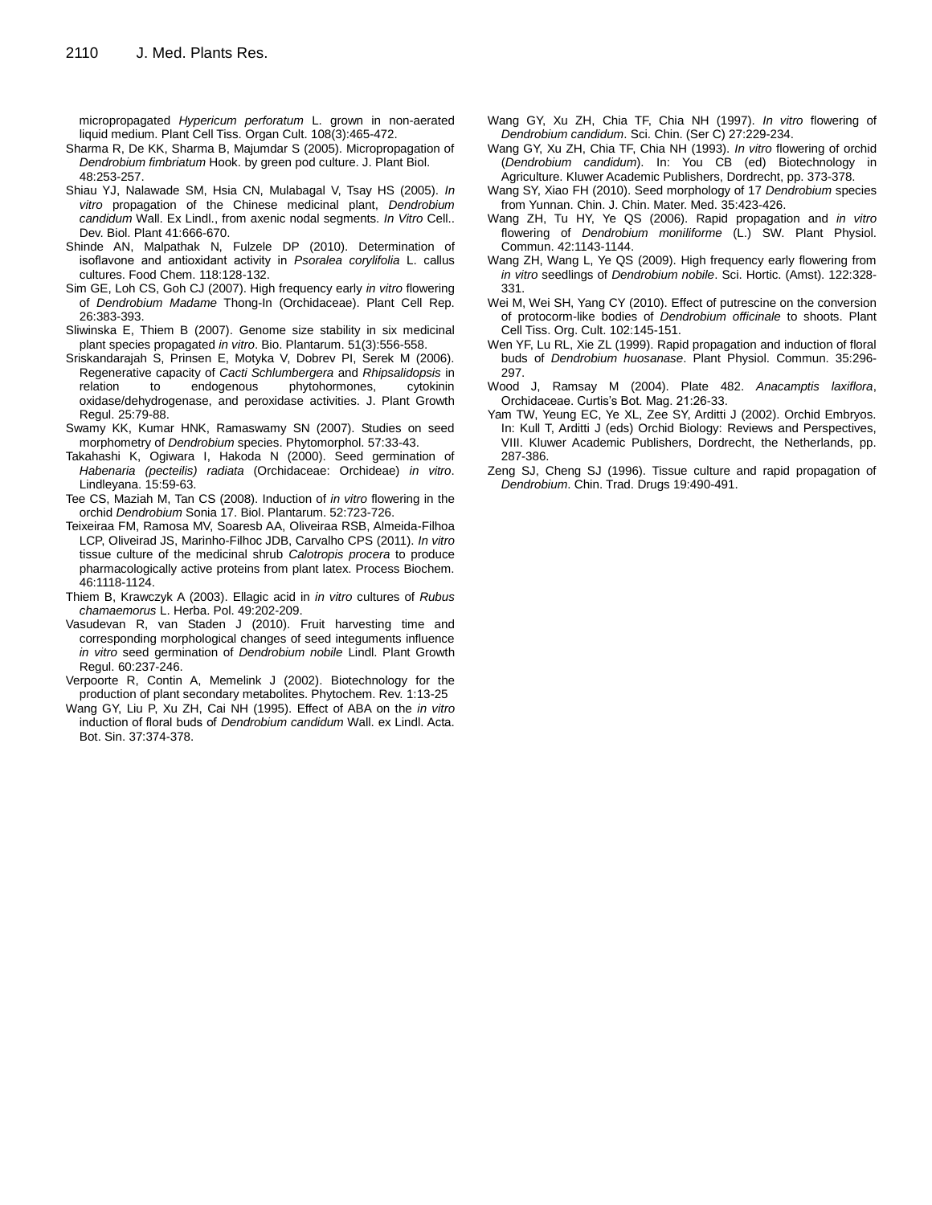micropropagated *Hypericum perforatum* L. grown in non-aerated liquid medium. Plant Cell Tiss. Organ Cult. 108(3):465-472.

Sharma R, De KK, Sharma B, Majumdar S (2005). Micropropagation of *Dendrobium fimbriatum* Hook. by green pod culture. J. Plant Biol. 48:253-257.

Shiau YJ, Nalawade SM, Hsia CN, Mulabagal V, Tsay HS (2005). *In vitro* propagation of the Chinese medicinal plant, *Dendrobium candidum* Wall. Ex Lindl., from axenic nodal segments. *In Vitro* Cell.. Dev. Biol. Plant 41:666-670.

Shinde AN, Malpathak N, Fulzele DP (2010). Determination of isoflavone and antioxidant activity in *Psoralea corylifolia* L. callus cultures. Food Chem. 118:128-132.

Sim GE, Loh CS, Goh CJ (2007). High frequency early *in vitro* flowering of *Dendrobium Madame* Thong-In (Orchidaceae). Plant Cell Rep. 26:383-393.

Sliwinska E, Thiem B (2007). Genome size stability in six medicinal plant species propagated *in vitro*. Bio. Plantarum. 51(3):556-558.

Sriskandarajah S, Prinsen E, Motyka V, Dobrev PI, Serek M (2006). Regenerative capacity of *Cacti Schlumbergera* and *Rhipsalidopsis* in relation to endogenous phytohormones, cytokinin oxidase/dehydrogenase, and peroxidase activities. J. Plant Growth Regul. 25:79-88.

Swamy KK, Kumar HNK, Ramaswamy SN (2007). Studies on seed morphometry of *Dendrobium* species. Phytomorphol. 57:33-43.

Takahashi K, Ogiwara I, Hakoda N (2000). Seed germination of *Habenaria (pecteilis) radiata* (Orchidaceae: Orchideae) *in vitro*. Lindleyana. 15:59-63.

Tee CS, Maziah M, Tan CS (2008). Induction of *in vitro* flowering in the orchid *Dendrobium* Sonia 17. Biol. Plantarum. 52:723-726.

Teixeiraa FM, Ramosa MV, Soaresb AA, Oliveiraa RSB, Almeida-Filhoa LCP, Oliveirad JS, Marinho-Filhoc JDB, Carvalho CPS (2011). *In vitro* tissue culture of the medicinal shrub *Calotropis procera* to produce pharmacologically active proteins from plant latex. Process Biochem. 46:1118-1124.

Thiem B, Krawczyk A (2003). Ellagic acid in *in vitro* cultures of *Rubus chamaemorus* L. Herba. Pol. 49:202-209.

Vasudevan R, van Staden J (2010). Fruit harvesting time and corresponding morphological changes of seed integuments influence *in vitro* seed germination of *Dendrobium nobile* Lindl. Plant Growth Regul. 60:237-246.

Verpoorte R, Contin A, Memelink J (2002). Biotechnology for the production of plant secondary metabolites. Phytochem. Rev. 1:13-25

Wang GY, Liu P, Xu ZH, Cai NH (1995). Effect of ABA on the *in vitro* induction of floral buds of *Dendrobium candidum* Wall. ex Lindl. Acta. Bot. Sin. 37:374-378.

Wang GY, Xu ZH, Chia TF, Chia NH (1997). *In vitro* flowering of *Dendrobium candidum*. Sci. Chin. (Ser C) 27:229-234.

Wang GY, Xu ZH, Chia TF, Chia NH (1993). *In vitro* flowering of orchid (*Dendrobium candidum*). In: You CB (ed) Biotechnology in Agriculture. Kluwer Academic Publishers, Dordrecht, pp. 373-378.

Wang SY, Xiao FH (2010). Seed morphology of 17 *Dendrobium* species from Yunnan. Chin. J. Chin. Mater. Med. 35:423-426.

Wang ZH, Tu HY, Ye QS (2006). Rapid propagation and *in vitro* flowering of *Dendrobium moniliforme* (L.) SW. Plant Physiol. Commun. 42:1143-1144.

Wang ZH, Wang L, Ye QS (2009). High frequency early flowering from *in vitro* seedlings of *Dendrobium nobile*. Sci. Hortic. (Amst). 122:328-331.

Wei M, Wei SH, Yang CY (2010). Effect of putrescine on the conversion of protocorm-like bodies of *Dendrobium officinale* to shoots. Plant Cell Tiss. Org. Cult. 102:145-151.

Wen YF, Lu RL, Xie ZL (1999). Rapid propagation and induction of floral buds of *Dendrobium huosanase*. Plant Physiol. Commun. 35:296-297.

Wood J, Ramsay M (2004). Plate 482. *Anacamptis laxiflora*, Orchidaceae. Curtis's Bot. Mag. 21:26-33.

Yam TW, Yeung EC, Ye XL, Zee SY, Arditti J (2002). Orchid Embryos. In: Kull T, Arditti J (eds) Orchid Biology: Reviews and Perspectives, VIII. Kluwer Academic Publishers, Dordrecht, the Netherlands, pp. 287-386.

Zeng SJ, Cheng SJ (1996). Tissue culture and rapid propagation of *Dendrobium*. Chin. Trad. Drugs 19:490-491.